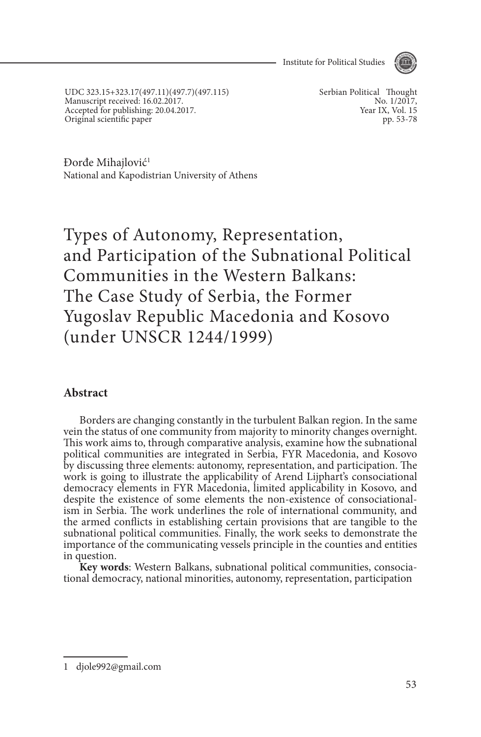UDC 323.15+323.17(497.11)(497.7)(497.115)
Manuscript received: 16.02.2017.
Accepted for publishing: 20.04.2017.
Original scientific paper

Đorđe Mihajlović[1]
National and Kapodistrian University of Athens

# Types of Autonomy, Representation, and Participation of the Subnational Political Communities in the Western Balkans: The Case Study of Serbia, the Former Yugoslav Republic Macedonia and Kosovo (under UNSCR 1244/1999)

## Abstract

Borders are changing constantly in the turbulent Balkan region. In the same vein the status of one community from majority to minority changes overnight. This work aims to, through comparative analysis, examine how the subnational political communities are integrated in Serbia, FYR Macedonia, and Kosovo by discussing three elements: autonomy, representation, and participation. The work is going to illustrate the applicability of Arend Lijphart's consociational democracy elements in FYR Macedonia, limited applicability in Kosovo, and despite the existence of some elements the non-existence of consociationalism in Serbia. The work underlines the role of international community, and the armed conflicts in establishing certain provisions that are tangible to the subnational political communities. Finally, the work seeks to demonstrate the importance of the communicating vessels principle in the counties and entities in question.

**Key words**: Western Balkans, subnational political communities, consociational democracy, national minorities, autonomy, representation, participation

---

1 djole992@gmail.com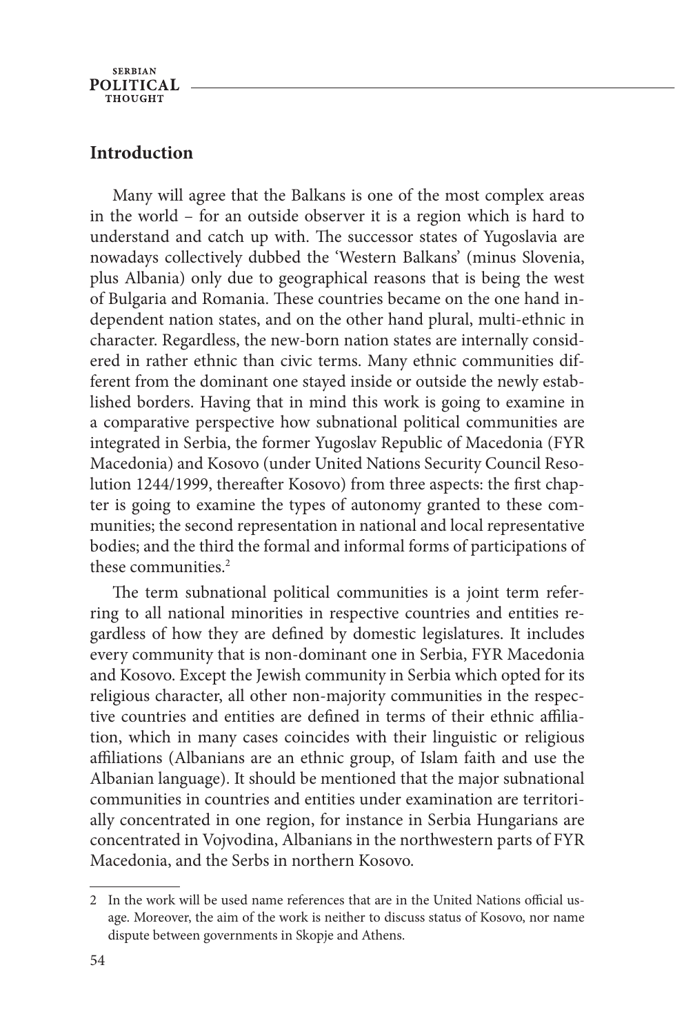## Introduction

Many will agree that the Balkans is one of the most complex areas in the world – for an outside observer it is a region which is hard to understand and catch up with. The successor states of Yugoslavia are nowadays collectively dubbed the 'Western Balkans' (minus Slovenia, plus Albania) only due to geographical reasons that is being the west of Bulgaria and Romania. These countries became on the one hand independent nation states, and on the other hand plural, multi-ethnic in character. Regardless, the new-born nation states are internally considered in rather ethnic than civic terms. Many ethnic communities different from the dominant one stayed inside or outside the newly established borders. Having that in mind this work is going to examine in a comparative perspective how subnational political communities are integrated in Serbia, the former Yugoslav Republic of Macedonia (FYR Macedonia) and Kosovo (under United Nations Security Council Resolution 1244/1999, thereafter Kosovo) from three aspects: the first chapter is going to examine the types of autonomy granted to these communities; the second representation in national and local representative bodies; and the third the formal and informal forms of participations of these communities.[2]

The term subnational political communities is a joint term referring to all national minorities in respective countries and entities regardless of how they are defined by domestic legislatures. It includes every community that is non-dominant one in Serbia, FYR Macedonia and Kosovo. Except the Jewish community in Serbia which opted for its religious character, all other non-majority communities in the respective countries and entities are defined in terms of their ethnic affiliation, which in many cases coincides with their linguistic or religious affiliations (Albanians are an ethnic group, of Islam faith and use the Albanian language). It should be mentioned that the major subnational communities in countries and entities under examination are territorially concentrated in one region, for instance in Serbia Hungarians are concentrated in Vojvodina, Albanians in the northwestern parts of FYR Macedonia, and the Serbs in northern Kosovo.

---

2 In the work will be used name references that are in the United Nations official usage. Moreover, the aim of the work is neither to discuss status of Kosovo, nor name dispute between governments in Skopje and Athens.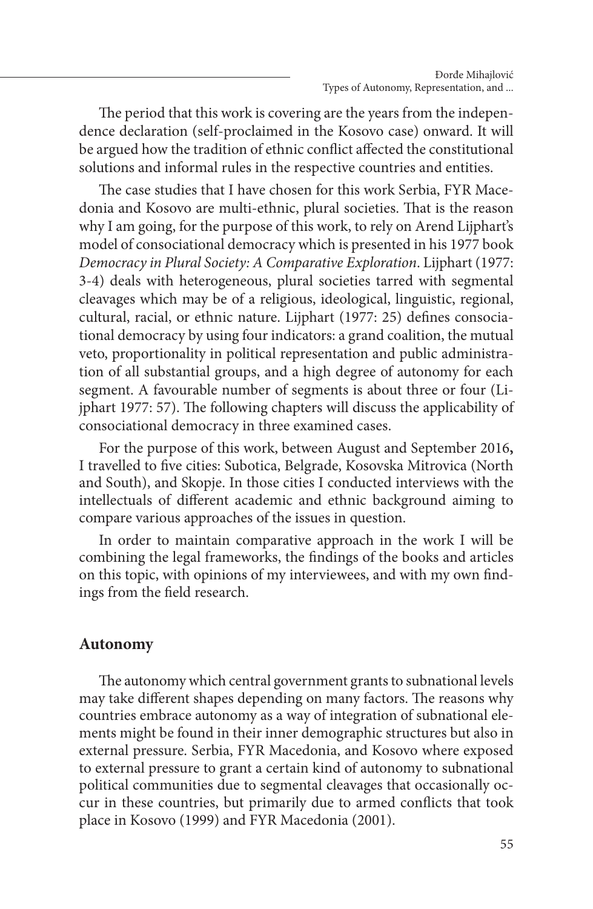The period that this work is covering are the years from the independence declaration (self-proclaimed in the Kosovo case) onward. It will be argued how the tradition of ethnic conflict affected the constitutional solutions and informal rules in the respective countries and entities.

The case studies that I have chosen for this work Serbia, FYR Macedonia and Kosovo are multi-ethnic, plural societies. That is the reason why I am going, for the purpose of this work, to rely on Arend Lijphart's model of consociational democracy which is presented in his 1977 book *Democracy in Plural Society: A Comparative Exploration*. Lijphart (1977: 3-4) deals with heterogeneous, plural societies tarred with segmental cleavages which may be of a religious, ideological, linguistic, regional, cultural, racial, or ethnic nature. Lijphart (1977: 25) defines consociational democracy by using four indicators: a grand coalition, the mutual veto, proportionality in political representation and public administration of all substantial groups, and a high degree of autonomy for each segment. A favourable number of segments is about three or four (Lijphart 1977: 57). The following chapters will discuss the applicability of consociational democracy in three examined cases.

For the purpose of this work, between August and September 2016**,** I travelled to five cities: Subotica, Belgrade, Kosovska Mitrovica (North and South), and Skopje. In those cities I conducted interviews with the intellectuals of different academic and ethnic background aiming to compare various approaches of the issues in question.

In order to maintain comparative approach in the work I will be combining the legal frameworks, the findings of the books and articles on this topic, with opinions of my interviewees, and with my own findings from the field research.

## Autonomy

The autonomy which central government grants to subnational levels may take different shapes depending on many factors. The reasons why countries embrace autonomy as a way of integration of subnational elements might be found in their inner demographic structures but also in external pressure. Serbia, FYR Macedonia, and Kosovo where exposed to external pressure to grant a certain kind of autonomy to subnational political communities due to segmental cleavages that occasionally occur in these countries, but primarily due to armed conflicts that took place in Kosovo (1999) and FYR Macedonia (2001).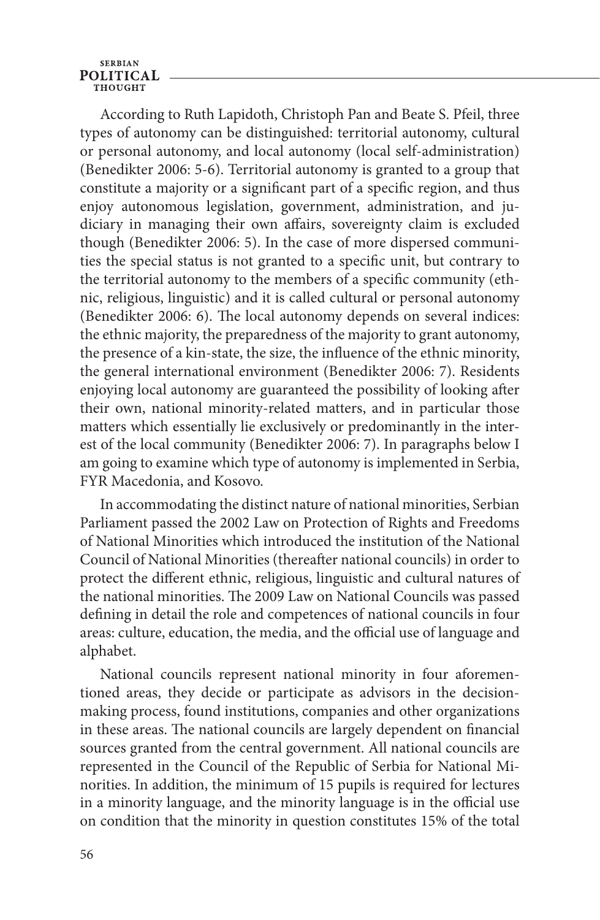According to Ruth Lapidoth, Christoph Pan and Beate S. Pfeil, three types of autonomy can be distinguished: territorial autonomy, cultural or personal autonomy, and local autonomy (local self-administration) (Benedikter 2006: 5-6). Territorial autonomy is granted to a group that constitute a majority or a significant part of a specific region, and thus enjoy autonomous legislation, government, administration, and judiciary in managing their own affairs, sovereignty claim is excluded though (Benedikter 2006: 5). In the case of more dispersed communities the special status is not granted to a specific unit, but contrary to the territorial autonomy to the members of a specific community (ethnic, religious, linguistic) and it is called cultural or personal autonomy (Benedikter 2006: 6). The local autonomy depends on several indices: the ethnic majority, the preparedness of the majority to grant autonomy, the presence of a kin-state, the size, the influence of the ethnic minority, the general international environment (Benedikter 2006: 7). Residents enjoying local autonomy are guaranteed the possibility of looking after their own, national minority-related matters, and in particular those matters which essentially lie exclusively or predominantly in the interest of the local community (Benedikter 2006: 7). In paragraphs below I am going to examine which type of autonomy is implemented in Serbia, FYR Macedonia, and Kosovo.

In accommodating the distinct nature of national minorities, Serbian Parliament passed the 2002 Law on Protection of Rights and Freedoms of National Minorities which introduced the institution of the National Council of National Minorities (thereafter national councils) in order to protect the different ethnic, religious, linguistic and cultural natures of the national minorities. The 2009 Law on National Councils was passed defining in detail the role and competences of national councils in four areas: culture, education, the media, and the official use of language and alphabet.

National councils represent national minority in four aforementioned areas, they decide or participate as advisors in the decision-making process, found institutions, companies and other organizations in these areas. The national councils are largely dependent on financial sources granted from the central government. All national councils are represented in the Council of the Republic of Serbia for National Minorities. In addition, the minimum of 15 pupils is required for lectures in a minority language, and the minority language is in the official use on condition that the minority in question constitutes 15% of the total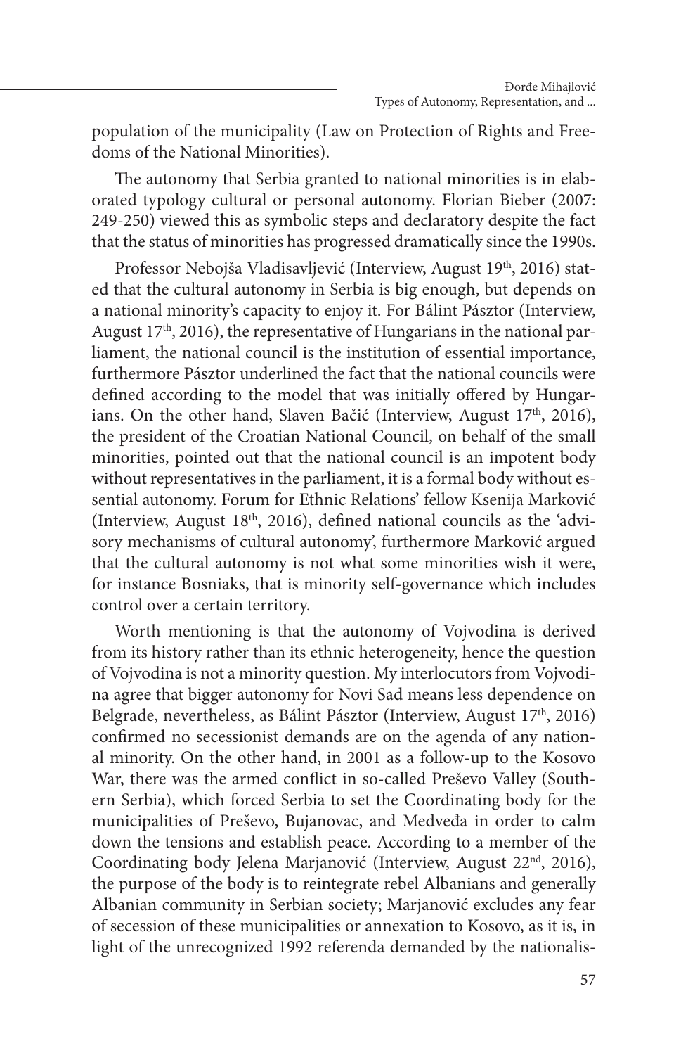population of the municipality (Law on Protection of Rights and Freedoms of the National Minorities).

The autonomy that Serbia granted to national minorities is in elaborated typology cultural or personal autonomy. Florian Bieber (2007: 249-250) viewed this as symbolic steps and declaratory despite the fact that the status of minorities has progressed dramatically since the 1990s.

Professor Nebojša Vladisavljević (Interview, August 19th, 2016) stated that the cultural autonomy in Serbia is big enough, but depends on a national minority's capacity to enjoy it. For Bálint Pásztor (Interview, August 17th, 2016), the representative of Hungarians in the national parliament, the national council is the institution of essential importance, furthermore Pásztor underlined the fact that the national councils were defined according to the model that was initially offered by Hungarians. On the other hand, Slaven Bačić (Interview, August 17th, 2016), the president of the Croatian National Council, on behalf of the small minorities, pointed out that the national council is an impotent body without representatives in the parliament, it is a formal body without essential autonomy. Forum for Ethnic Relations' fellow Ksenija Marković (Interview, August 18th, 2016), defined national councils as the 'advisory mechanisms of cultural autonomy', furthermore Marković argued that the cultural autonomy is not what some minorities wish it were, for instance Bosniaks, that is minority self-governance which includes control over a certain territory.

Worth mentioning is that the autonomy of Vojvodina is derived from its history rather than its ethnic heterogeneity, hence the question of Vojvodina is not a minority question. My interlocutors from Vojvodina agree that bigger autonomy for Novi Sad means less dependence on Belgrade, nevertheless, as Bálint Pásztor (Interview, August 17th, 2016) confirmed no secessionist demands are on the agenda of any national minority. On the other hand, in 2001 as a follow-up to the Kosovo War, there was the armed conflict in so-called Preševo Valley (Southern Serbia), which forced Serbia to set the Coordinating body for the municipalities of Preševo, Bujanovac, and Medveđa in order to calm down the tensions and establish peace. According to a member of the Coordinating body Jelena Marjanović (Interview, August 22nd, 2016), the purpose of the body is to reintegrate rebel Albanians and generally Albanian community in Serbian society; Marjanović excludes any fear of secession of these municipalities or annexation to Kosovo, as it is, in light of the unrecognized 1992 referenda demanded by the nationalis-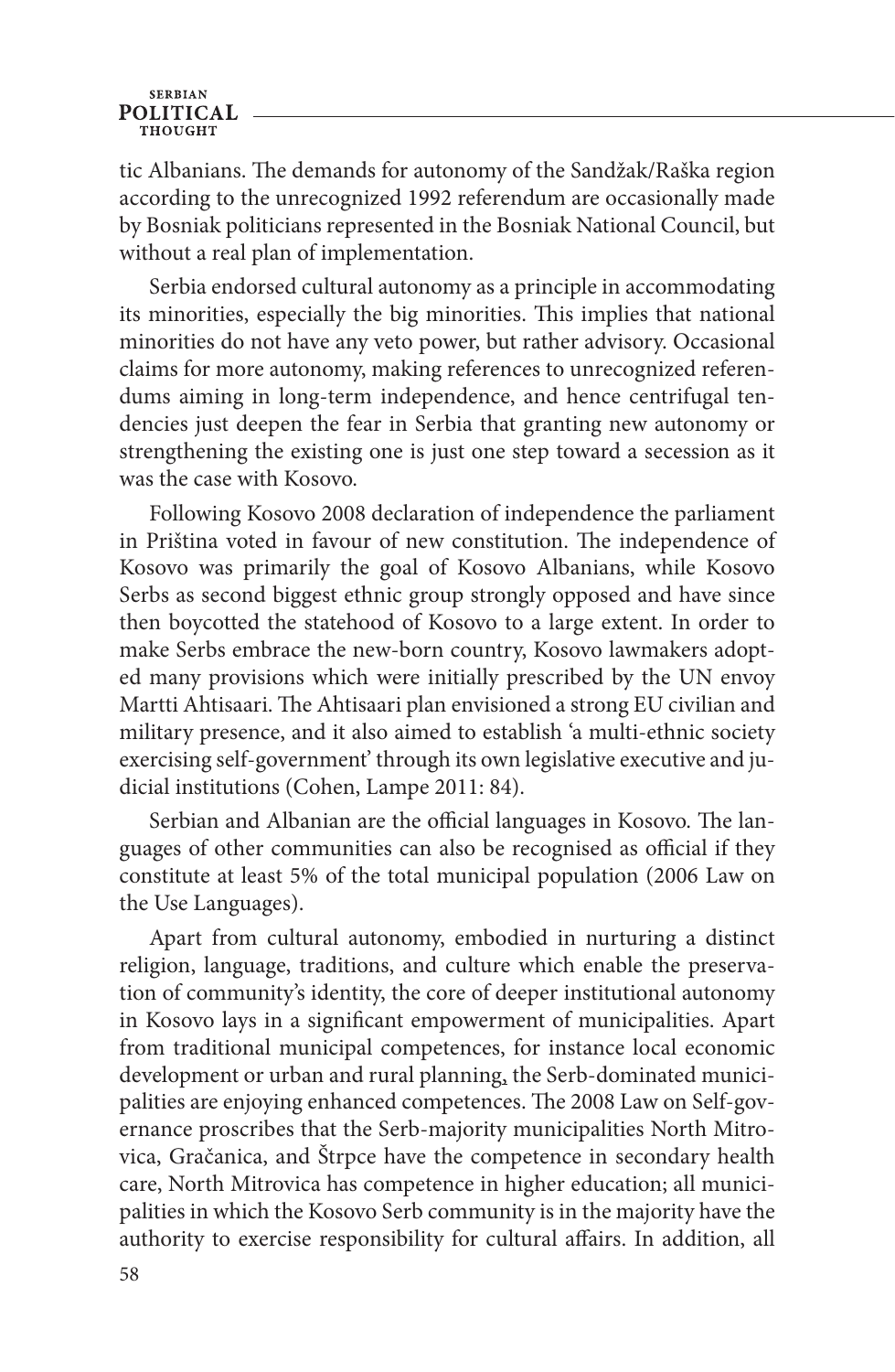tic Albanians. The demands for autonomy of the Sandžak/Raška region according to the unrecognized 1992 referendum are occasionally made by Bosniak politicians represented in the Bosniak National Council, but without a real plan of implementation.

Serbia endorsed cultural autonomy as a principle in accommodating its minorities, especially the big minorities. This implies that national minorities do not have any veto power, but rather advisory. Occasional claims for more autonomy, making references to unrecognized referendums aiming in long-term independence, and hence centrifugal tendencies just deepen the fear in Serbia that granting new autonomy or strengthening the existing one is just one step toward a secession as it was the case with Kosovo.

Following Kosovo 2008 declaration of independence the parliament in Priština voted in favour of new constitution. The independence of Kosovo was primarily the goal of Kosovo Albanians, while Kosovo Serbs as second biggest ethnic group strongly opposed and have since then boycotted the statehood of Kosovo to a large extent. In order to make Serbs embrace the new-born country, Kosovo lawmakers adopted many provisions which were initially prescribed by the UN envoy Martti Ahtisaari. The Ahtisaari plan envisioned a strong EU civilian and military presence, and it also aimed to establish 'a multi-ethnic society exercising self-government' through its own legislative executive and judicial institutions (Cohen, Lampe 2011: 84).

Serbian and Albanian are the official languages in Kosovo. The languages of other communities can also be recognised as official if they constitute at least 5% of the total municipal population (2006 Law on the Use Languages).

Apart from cultural autonomy, embodied in nurturing a distinct religion, language, traditions, and culture which enable the preservation of community's identity, the core of deeper institutional autonomy in Kosovo lays in a significant empowerment of municipalities. Apart from traditional municipal competences, for instance local economic development or urban and rural planning, the Serb-dominated municipalities are enjoying enhanced competences. The 2008 Law on Self-governance proscribes that the Serb-majority municipalities North Mitrovica, Gračanica, and Štrpce have the competence in secondary health care, North Mitrovica has competence in higher education; all municipalities in which the Kosovo Serb community is in the majority have the authority to exercise responsibility for cultural affairs. In addition, all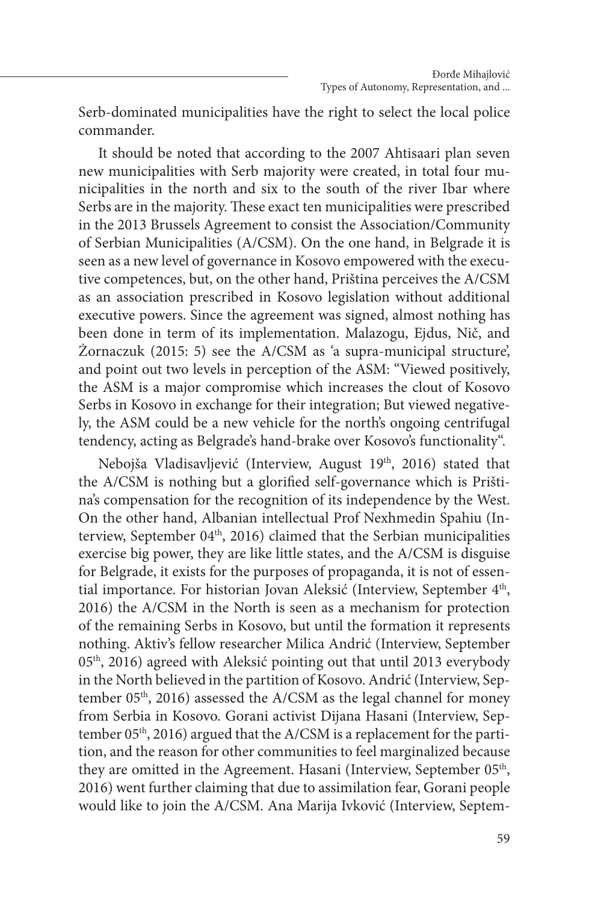Serb-dominated municipalities have the right to select the local police commander.

It should be noted that according to the 2007 Ahtisaari plan seven new municipalities with Serb majority were created, in total four municipalities in the north and six to the south of the river Ibar where Serbs are in the majority. These exact ten municipalities were prescribed in the 2013 Brussels Agreement to consist the Association/Community of Serbian Municipalities (A/CSM). On the one hand, in Belgrade it is seen as a new level of governance in Kosovo empowered with the executive competences, but, on the other hand, Priština perceives the A/CSM as an association prescribed in Kosovo legislation without additional executive powers. Since the agreement was signed, almost nothing has been done in term of its implementation. Malazogu, Ejdus, Nič, and Żornaczuk (2015: 5) see the A/CSM as 'a supra-municipal structure', and point out two levels in perception of the ASM: "Viewed positively, the ASM is a major compromise which increases the clout of Kosovo Serbs in Kosovo in exchange for their integration; But viewed negatively, the ASM could be a new vehicle for the north's ongoing centrifugal tendency, acting as Belgrade's hand-brake over Kosovo's functionality".

Nebojša Vladisavljević (Interview, August 19th, 2016) stated that the A/CSM is nothing but a glorified self-governance which is Priština's compensation for the recognition of its independence by the West. On the other hand, Albanian intellectual Prof Nexhmedin Spahiu (Interview, September 04th, 2016) claimed that the Serbian municipalities exercise big power, they are like little states, and the A/CSM is disguise for Belgrade, it exists for the purposes of propaganda, it is not of essential importance. For historian Jovan Aleksić (Interview, September 4th, 2016) the A/CSM in the North is seen as a mechanism for protection of the remaining Serbs in Kosovo, but until the formation it represents nothing. Aktiv's fellow researcher Milica Andrić (Interview, September 05th, 2016) agreed with Aleksić pointing out that until 2013 everybody in the North believed in the partition of Kosovo. Andrić (Interview, September 05th, 2016) assessed the A/CSM as the legal channel for money from Serbia in Kosovo. Gorani activist Dijana Hasani (Interview, September 05th, 2016) argued that the A/CSM is a replacement for the partition, and the reason for other communities to feel marginalized because they are omitted in the Agreement. Hasani (Interview, September 05th, 2016) went further claiming that due to assimilation fear, Gorani people would like to join the A/CSM. Ana Marija Ivković (Interview, Septem-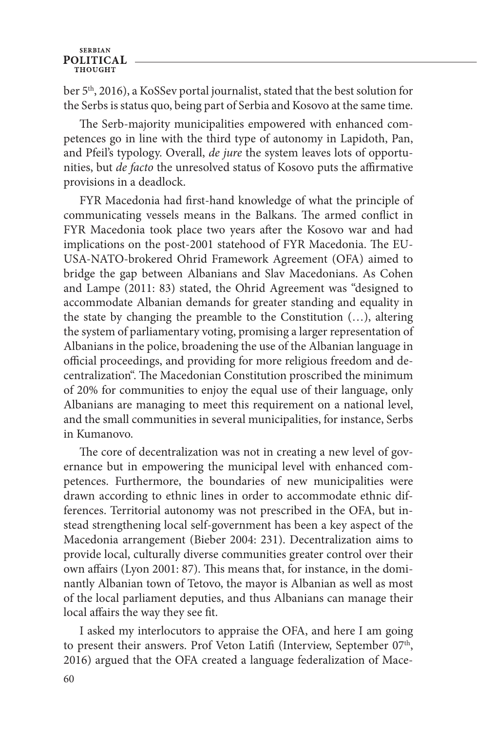ber 5th, 2016), a KoSSev portal journalist, stated that the best solution for the Serbs is status quo, being part of Serbia and Kosovo at the same time.

The Serb-majority municipalities empowered with enhanced competences go in line with the third type of autonomy in Lapidoth, Pan, and Pfeil's typology. Overall, *de jure* the system leaves lots of opportunities, but *de facto* the unresolved status of Kosovo puts the affirmative provisions in a deadlock.

FYR Macedonia had first-hand knowledge of what the principle of communicating vessels means in the Balkans. The armed conflict in FYR Macedonia took place two years after the Kosovo war and had implications on the post-2001 statehood of FYR Macedonia. The EU-USA-NATO-brokered Ohrid Framework Agreement (OFA) aimed to bridge the gap between Albanians and Slav Macedonians. As Cohen and Lampe (2011: 83) stated, the Ohrid Agreement was "designed to accommodate Albanian demands for greater standing and equality in the state by changing the preamble to the Constitution (…), altering the system of parliamentary voting, promising a larger representation of Albanians in the police, broadening the use of the Albanian language in official proceedings, and providing for more religious freedom and decentralization". The Macedonian Constitution proscribed the minimum of 20% for communities to enjoy the equal use of their language, only Albanians are managing to meet this requirement on a national level, and the small communities in several municipalities, for instance, Serbs in Kumanovo.

The core of decentralization was not in creating a new level of governance but in empowering the municipal level with enhanced competences. Furthermore, the boundaries of new municipalities were drawn according to ethnic lines in order to accommodate ethnic differences. Territorial autonomy was not prescribed in the OFA, but instead strengthening local self-government has been a key aspect of the Macedonia arrangement (Bieber 2004: 231). Decentralization aims to provide local, culturally diverse communities greater control over their own affairs (Lyon 2001: 87). This means that, for instance, in the dominantly Albanian town of Tetovo, the mayor is Albanian as well as most of the local parliament deputies, and thus Albanians can manage their local affairs the way they see fit.

I asked my interlocutors to appraise the OFA, and here I am going to present their answers. Prof Veton Latifi (Interview, September 07th, 2016) argued that the OFA created a language federalization of Mace-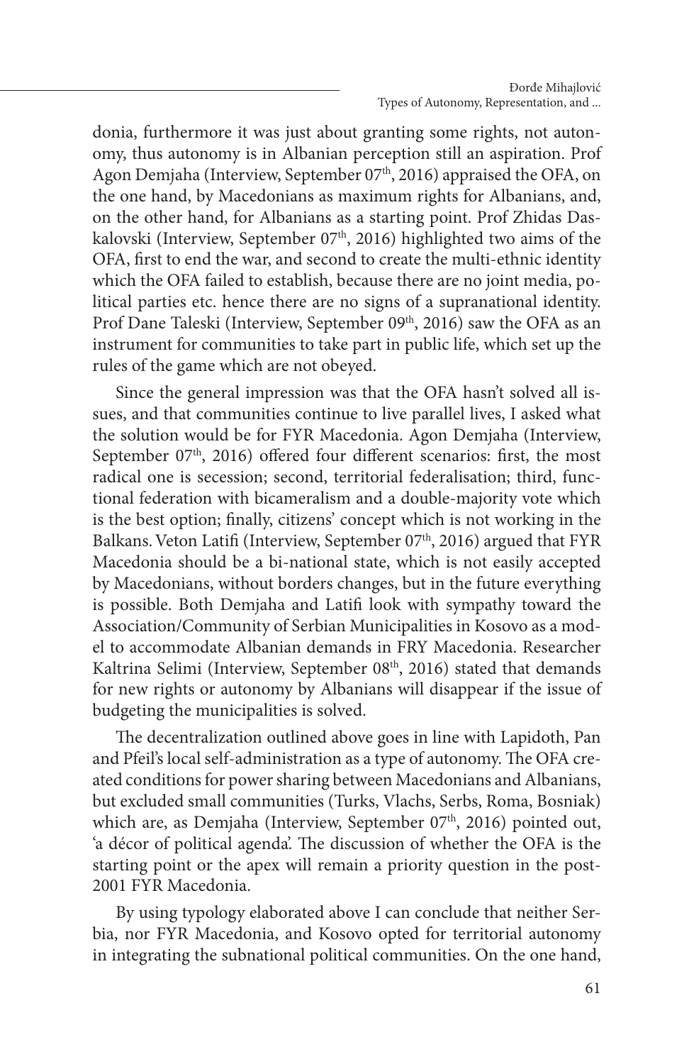donia, furthermore it was just about granting some rights, not autonomy, thus autonomy is in Albanian perception still an aspiration. Prof Agon Demjaha (Interview, September 07th, 2016) appraised the OFA, on the one hand, by Macedonians as maximum rights for Albanians, and, on the other hand, for Albanians as a starting point. Prof Zhidas Daskalovski (Interview, September 07th, 2016) highlighted two aims of the OFA, first to end the war, and second to create the multi-ethnic identity which the OFA failed to establish, because there are no joint media, political parties etc. hence there are no signs of a supranational identity. Prof Dane Taleski (Interview, September 09th, 2016) saw the OFA as an instrument for communities to take part in public life, which set up the rules of the game which are not obeyed.

Since the general impression was that the OFA hasn't solved all issues, and that communities continue to live parallel lives, I asked what the solution would be for FYR Macedonia. Agon Demjaha (Interview, September 07th, 2016) offered four different scenarios: first, the most radical one is secession; second, territorial federalisation; third, functional federation with bicameralism and a double-majority vote which is the best option; finally, citizens' concept which is not working in the Balkans. Veton Latifi (Interview, September 07th, 2016) argued that FYR Macedonia should be a bi-national state, which is not easily accepted by Macedonians, without borders changes, but in the future everything is possible. Both Demjaha and Latifi look with sympathy toward the Association/Community of Serbian Municipalities in Kosovo as a model to accommodate Albanian demands in FRY Macedonia. Researcher Kaltrina Selimi (Interview, September 08th, 2016) stated that demands for new rights or autonomy by Albanians will disappear if the issue of budgeting the municipalities is solved.

The decentralization outlined above goes in line with Lapidoth, Pan and Pfeil's local self-administration as a type of autonomy. The OFA created conditions for power sharing between Macedonians and Albanians, but excluded small communities (Turks, Vlachs, Serbs, Roma, Bosniak) which are, as Demjaha (Interview, September 07th, 2016) pointed out, 'a décor of political agenda'. The discussion of whether the OFA is the starting point or the apex will remain a priority question in the post-2001 FYR Macedonia.

By using typology elaborated above I can conclude that neither Serbia, nor FYR Macedonia, and Kosovo opted for territorial autonomy in integrating the subnational political communities. On the one hand,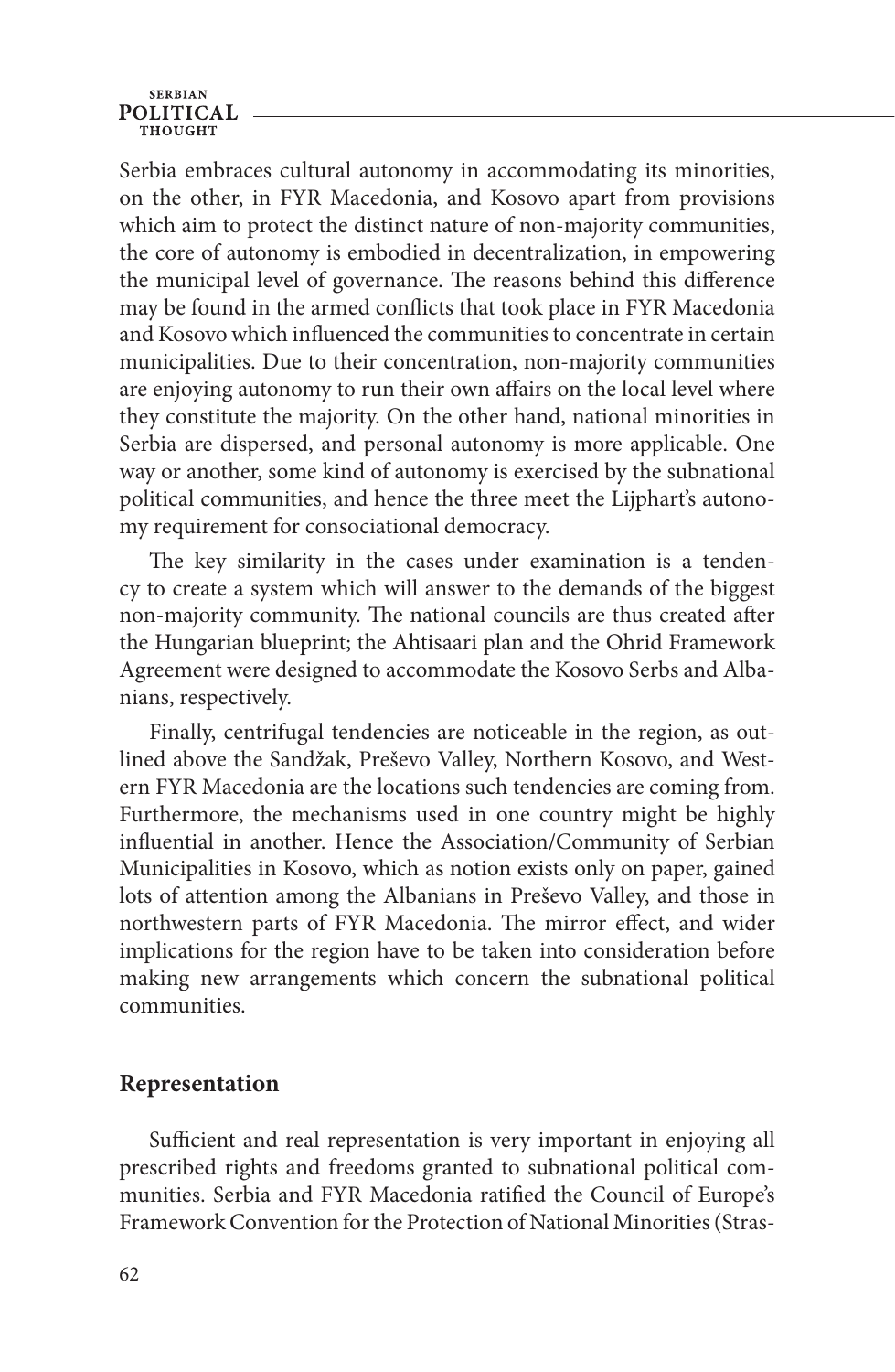Serbia embraces cultural autonomy in accommodating its minorities, on the other, in FYR Macedonia, and Kosovo apart from provisions which aim to protect the distinct nature of non-majority communities, the core of autonomy is embodied in decentralization, in empowering the municipal level of governance. The reasons behind this difference may be found in the armed conflicts that took place in FYR Macedonia and Kosovo which influenced the communities to concentrate in certain municipalities. Due to their concentration, non-majority communities are enjoying autonomy to run their own affairs on the local level where they constitute the majority. On the other hand, national minorities in Serbia are dispersed, and personal autonomy is more applicable. One way or another, some kind of autonomy is exercised by the subnational political communities, and hence the three meet the Lijphart's autonomy requirement for consociational democracy.

The key similarity in the cases under examination is a tendency to create a system which will answer to the demands of the biggest non-majority community. The national councils are thus created after the Hungarian blueprint; the Ahtisaari plan and the Ohrid Framework Agreement were designed to accommodate the Kosovo Serbs and Albanians, respectively.

Finally, centrifugal tendencies are noticeable in the region, as outlined above the Sandžak, Preševo Valley, Northern Kosovo, and Western FYR Macedonia are the locations such tendencies are coming from. Furthermore, the mechanisms used in one country might be highly influential in another. Hence the Association/Community of Serbian Municipalities in Kosovo, which as notion exists only on paper, gained lots of attention among the Albanians in Preševo Valley, and those in northwestern parts of FYR Macedonia. The mirror effect, and wider implications for the region have to be taken into consideration before making new arrangements which concern the subnational political communities.

## Representation

Sufficient and real representation is very important in enjoying all prescribed rights and freedoms granted to subnational political communities. Serbia and FYR Macedonia ratified the Council of Europe's Framework Convention for the Protection of National Minorities (Stras-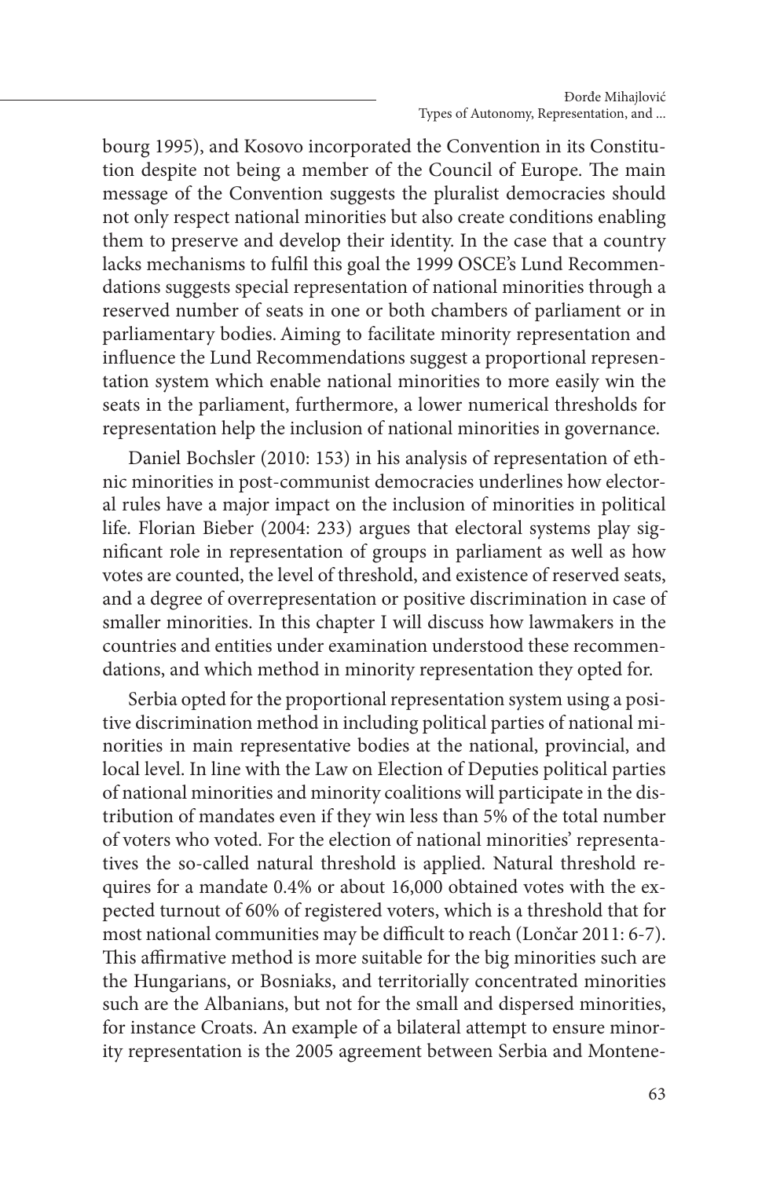bourg 1995), and Kosovo incorporated the Convention in its Constitution despite not being a member of the Council of Europe. The main message of the Convention suggests the pluralist democracies should not only respect national minorities but also create conditions enabling them to preserve and develop their identity. In the case that a country lacks mechanisms to fulfil this goal the 1999 OSCE's Lund Recommendations suggests special representation of national minorities through a reserved number of seats in one or both chambers of parliament or in parliamentary bodies. Aiming to facilitate minority representation and influence the Lund Recommendations suggest a proportional representation system which enable national minorities to more easily win the seats in the parliament, furthermore, a lower numerical thresholds for representation help the inclusion of national minorities in governance.

Daniel Bochsler (2010: 153) in his analysis of representation of ethnic minorities in post-communist democracies underlines how electoral rules have a major impact on the inclusion of minorities in political life. Florian Bieber (2004: 233) argues that electoral systems play significant role in representation of groups in parliament as well as how votes are counted, the level of threshold, and existence of reserved seats, and a degree of overrepresentation or positive discrimination in case of smaller minorities. In this chapter I will discuss how lawmakers in the countries and entities under examination understood these recommendations, and which method in minority representation they opted for.

Serbia opted for the proportional representation system using a positive discrimination method in including political parties of national minorities in main representative bodies at the national, provincial, and local level. In line with the Law on Election of Deputies political parties of national minorities and minority coalitions will participate in the distribution of mandates even if they win less than 5% of the total number of voters who voted. For the election of national minorities' representatives the so-called natural threshold is applied. Natural threshold requires for a mandate 0.4% or about 16,000 obtained votes with the expected turnout of 60% of registered voters, which is a threshold that for most national communities may be difficult to reach (Lončar 2011: 6-7). This affirmative method is more suitable for the big minorities such are the Hungarians, or Bosniaks, and territorially concentrated minorities such are the Albanians, but not for the small and dispersed minorities, for instance Croats. An example of a bilateral attempt to ensure minority representation is the 2005 agreement between Serbia and Montene-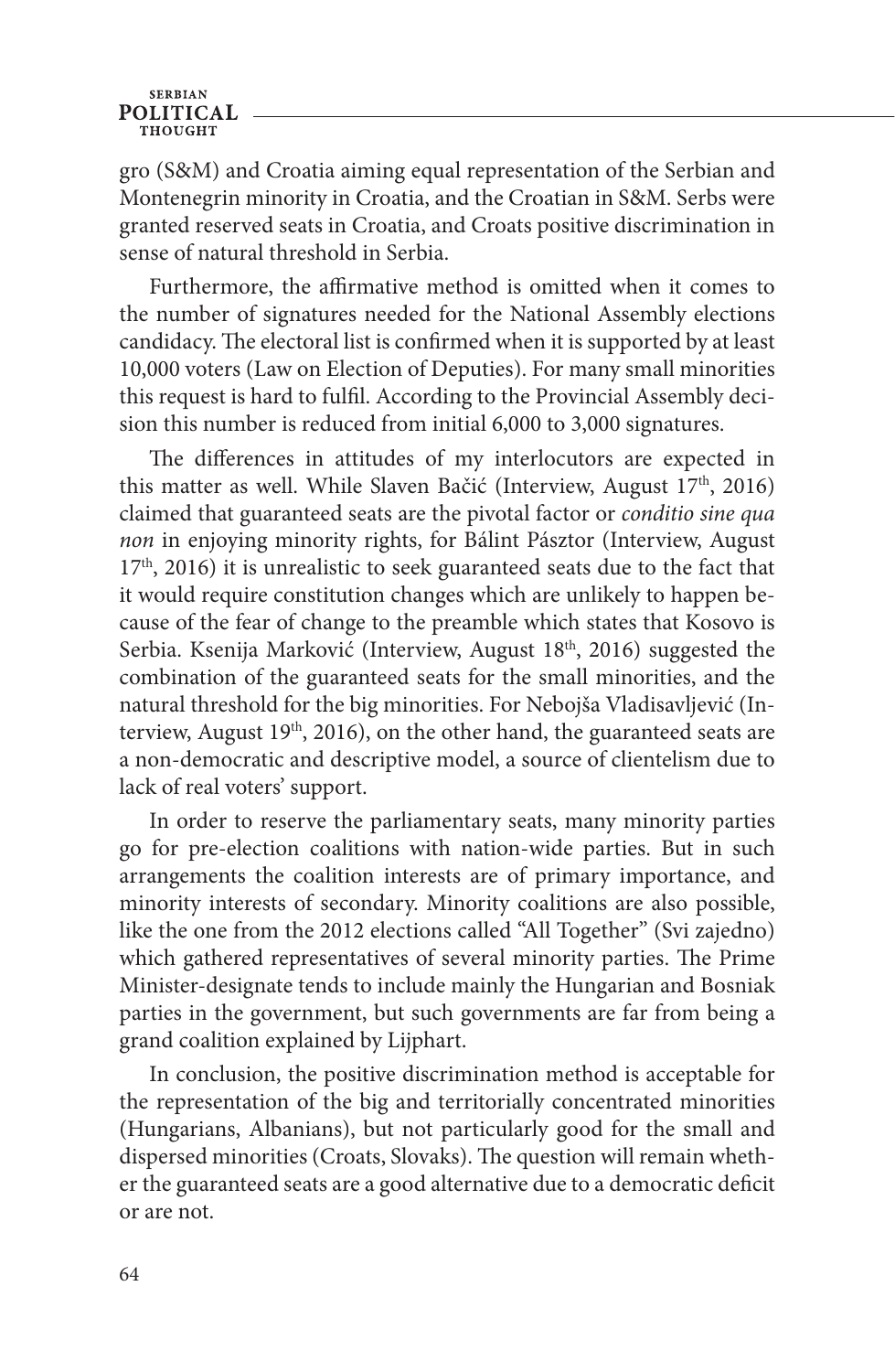gro (S&M) and Croatia aiming equal representation of the Serbian and Montenegrin minority in Croatia, and the Croatian in S&M. Serbs were granted reserved seats in Croatia, and Croats positive discrimination in sense of natural threshold in Serbia.

Furthermore, the affirmative method is omitted when it comes to the number of signatures needed for the National Assembly elections candidacy. The electoral list is confirmed when it is supported by at least 10,000 voters (Law on Election of Deputies). For many small minorities this request is hard to fulfil. According to the Provincial Assembly decision this number is reduced from initial 6,000 to 3,000 signatures.

The differences in attitudes of my interlocutors are expected in this matter as well. While Slaven Bačić (Interview, August 17th, 2016) claimed that guaranteed seats are the pivotal factor or *conditio sine qua non* in enjoying minority rights, for Bálint Pásztor (Interview, August 17th, 2016) it is unrealistic to seek guaranteed seats due to the fact that it would require constitution changes which are unlikely to happen because of the fear of change to the preamble which states that Kosovo is Serbia. Ksenija Marković (Interview, August 18th, 2016) suggested the combination of the guaranteed seats for the small minorities, and the natural threshold for the big minorities. For Nebojša Vladisavljević (Interview, August 19th, 2016), on the other hand, the guaranteed seats are a non-democratic and descriptive model, a source of clientelism due to lack of real voters' support.

In order to reserve the parliamentary seats, many minority parties go for pre-election coalitions with nation-wide parties. But in such arrangements the coalition interests are of primary importance, and minority interests of secondary. Minority coalitions are also possible, like the one from the 2012 elections called "All Together" (Svi zajedno) which gathered representatives of several minority parties. The Prime Minister-designate tends to include mainly the Hungarian and Bosniak parties in the government, but such governments are far from being a grand coalition explained by Lijphart.

In conclusion, the positive discrimination method is acceptable for the representation of the big and territorially concentrated minorities (Hungarians, Albanians), but not particularly good for the small and dispersed minorities (Croats, Slovaks). The question will remain whether the guaranteed seats are a good alternative due to a democratic deficit or are not.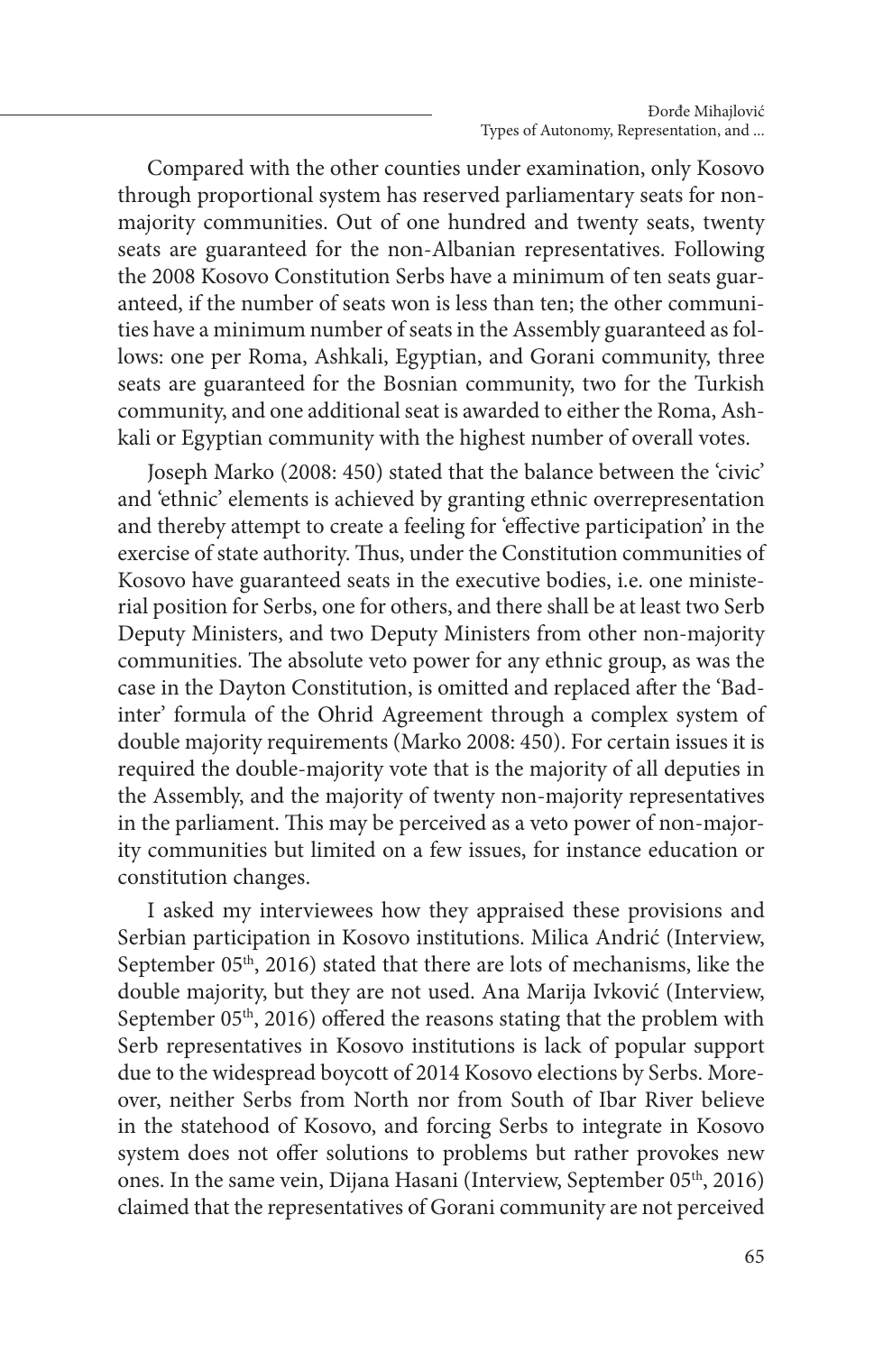Compared with the other counties under examination, only Kosovo through proportional system has reserved parliamentary seats for non-majority communities. Out of one hundred and twenty seats, twenty seats are guaranteed for the non-Albanian representatives. Following the 2008 Kosovo Constitution Serbs have a minimum of ten seats guaranteed, if the number of seats won is less than ten; the other communities have a minimum number of seats in the Assembly guaranteed as follows: one per Roma, Ashkali, Egyptian, and Gorani community, three seats are guaranteed for the Bosnian community, two for the Turkish community, and one additional seat is awarded to either the Roma, Ashkali or Egyptian community with the highest number of overall votes.

Joseph Marko (2008: 450) stated that the balance between the 'civic' and 'ethnic' elements is achieved by granting ethnic overrepresentation and thereby attempt to create a feeling for 'effective participation' in the exercise of state authority. Thus, under the Constitution communities of Kosovo have guaranteed seats in the executive bodies, i.e. one ministerial position for Serbs, one for others, and there shall be at least two Serb Deputy Ministers, and two Deputy Ministers from other non-majority communities. The absolute veto power for any ethnic group, as was the case in the Dayton Constitution, is omitted and replaced after the 'Badinter' formula of the Ohrid Agreement through a complex system of double majority requirements (Marko 2008: 450). For certain issues it is required the double-majority vote that is the majority of all deputies in the Assembly, and the majority of twenty non-majority representatives in the parliament. This may be perceived as a veto power of non-majority communities but limited on a few issues, for instance education or constitution changes.

I asked my interviewees how they appraised these provisions and Serbian participation in Kosovo institutions. Milica Andrić (Interview, September 05th, 2016) stated that there are lots of mechanisms, like the double majority, but they are not used. Ana Marija Ivković (Interview, September 05th, 2016) offered the reasons stating that the problem with Serb representatives in Kosovo institutions is lack of popular support due to the widespread boycott of 2014 Kosovo elections by Serbs. Moreover, neither Serbs from North nor from South of Ibar River believe in the statehood of Kosovo, and forcing Serbs to integrate in Kosovo system does not offer solutions to problems but rather provokes new ones. In the same vein, Dijana Hasani (Interview, September 05th, 2016) claimed that the representatives of Gorani community are not perceived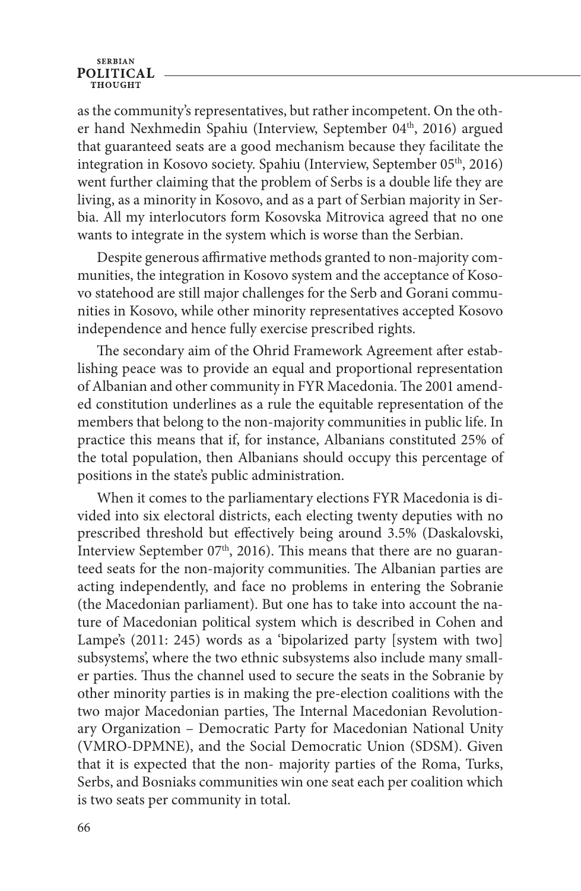as the community's representatives, but rather incompetent. On the other hand Nexhmedin Spahiu (Interview, September 04th, 2016) argued that guaranteed seats are a good mechanism because they facilitate the integration in Kosovo society. Spahiu (Interview, September 05th, 2016) went further claiming that the problem of Serbs is a double life they are living, as a minority in Kosovo, and as a part of Serbian majority in Serbia. All my interlocutors form Kosovska Mitrovica agreed that no one wants to integrate in the system which is worse than the Serbian.

Despite generous affirmative methods granted to non-majority communities, the integration in Kosovo system and the acceptance of Kosovo statehood are still major challenges for the Serb and Gorani communities in Kosovo, while other minority representatives accepted Kosovo independence and hence fully exercise prescribed rights.

The secondary aim of the Ohrid Framework Agreement after establishing peace was to provide an equal and proportional representation of Albanian and other community in FYR Macedonia. The 2001 amended constitution underlines as a rule the equitable representation of the members that belong to the non-majority communities in public life. In practice this means that if, for instance, Albanians constituted 25% of the total population, then Albanians should occupy this percentage of positions in the state's public administration.

When it comes to the parliamentary elections FYR Macedonia is divided into six electoral districts, each electing twenty deputies with no prescribed threshold but effectively being around 3.5% (Daskalovski, Interview September 07th, 2016). This means that there are no guaranteed seats for the non-majority communities. The Albanian parties are acting independently, and face no problems in entering the Sobranie (the Macedonian parliament). But one has to take into account the nature of Macedonian political system which is described in Cohen and Lampe's (2011: 245) words as a 'bipolarized party [system with two] subsystems', where the two ethnic subsystems also include many smaller parties. Thus the channel used to secure the seats in the Sobranie by other minority parties is in making the pre-election coalitions with the two major Macedonian parties, The Internal Macedonian Revolutionary Organization – Democratic Party for Macedonian National Unity (VMRO-DPMNE), and the Social Democratic Union (SDSM). Given that it is expected that the non- majority parties of the Roma, Turks, Serbs, and Bosniaks communities win one seat each per coalition which is two seats per community in total.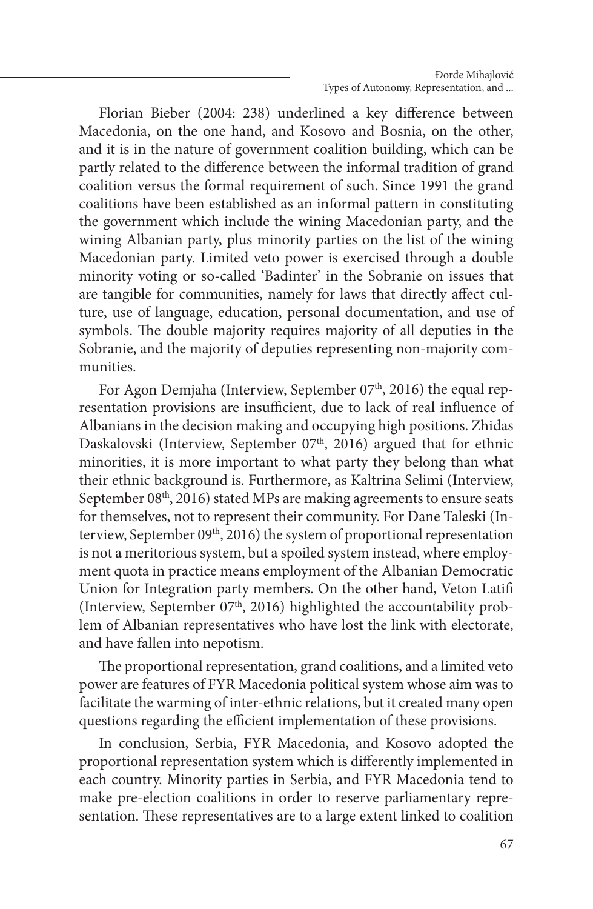Florian Bieber (2004: 238) underlined a key difference between Macedonia, on the one hand, and Kosovo and Bosnia, on the other, and it is in the nature of government coalition building, which can be partly related to the difference between the informal tradition of grand coalition versus the formal requirement of such. Since 1991 the grand coalitions have been established as an informal pattern in constituting the government which include the wining Macedonian party, and the wining Albanian party, plus minority parties on the list of the wining Macedonian party. Limited veto power is exercised through a double minority voting or so-called 'Badinter' in the Sobranie on issues that are tangible for communities, namely for laws that directly affect culture, use of language, education, personal documentation, and use of symbols. The double majority requires majority of all deputies in the Sobranie, and the majority of deputies representing non-majority communities.

For Agon Demjaha (Interview, September 07th, 2016) the equal representation provisions are insufficient, due to lack of real influence of Albanians in the decision making and occupying high positions. Zhidas Daskalovski (Interview, September 07th, 2016) argued that for ethnic minorities, it is more important to what party they belong than what their ethnic background is. Furthermore, as Kaltrina Selimi (Interview, September 08th, 2016) stated MPs are making agreements to ensure seats for themselves, not to represent their community. For Dane Taleski (Interview, September 09th, 2016) the system of proportional representation is not a meritorious system, but a spoiled system instead, where employment quota in practice means employment of the Albanian Democratic Union for Integration party members. On the other hand, Veton Latifi (Interview, September 07th, 2016) highlighted the accountability problem of Albanian representatives who have lost the link with electorate, and have fallen into nepotism.

The proportional representation, grand coalitions, and a limited veto power are features of FYR Macedonia political system whose aim was to facilitate the warming of inter-ethnic relations, but it created many open questions regarding the efficient implementation of these provisions.

In conclusion, Serbia, FYR Macedonia, and Kosovo adopted the proportional representation system which is differently implemented in each country. Minority parties in Serbia, and FYR Macedonia tend to make pre-election coalitions in order to reserve parliamentary representation. These representatives are to a large extent linked to coalition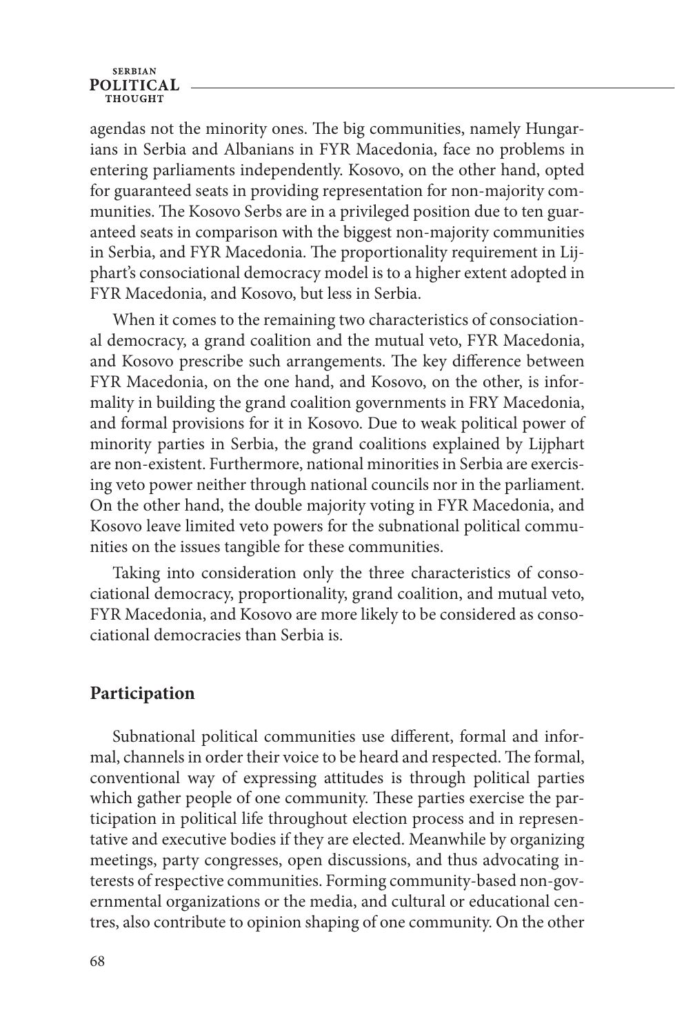agendas not the minority ones. The big communities, namely Hungarians in Serbia and Albanians in FYR Macedonia, face no problems in entering parliaments independently. Kosovo, on the other hand, opted for guaranteed seats in providing representation for non-majority communities. The Kosovo Serbs are in a privileged position due to ten guaranteed seats in comparison with the biggest non-majority communities in Serbia, and FYR Macedonia. The proportionality requirement in Lijphart's consociational democracy model is to a higher extent adopted in FYR Macedonia, and Kosovo, but less in Serbia.

When it comes to the remaining two characteristics of consociational democracy, a grand coalition and the mutual veto, FYR Macedonia, and Kosovo prescribe such arrangements. The key difference between FYR Macedonia, on the one hand, and Kosovo, on the other, is informality in building the grand coalition governments in FRY Macedonia, and formal provisions for it in Kosovo. Due to weak political power of minority parties in Serbia, the grand coalitions explained by Lijphart are non-existent. Furthermore, national minorities in Serbia are exercising veto power neither through national councils nor in the parliament. On the other hand, the double majority voting in FYR Macedonia, and Kosovo leave limited veto powers for the subnational political communities on the issues tangible for these communities.

Taking into consideration only the three characteristics of consociational democracy, proportionality, grand coalition, and mutual veto, FYR Macedonia, and Kosovo are more likely to be considered as consociational democracies than Serbia is.

## Participation

Subnational political communities use different, formal and informal, channels in order their voice to be heard and respected. The formal, conventional way of expressing attitudes is through political parties which gather people of one community. These parties exercise the participation in political life throughout election process and in representative and executive bodies if they are elected. Meanwhile by organizing meetings, party congresses, open discussions, and thus advocating interests of respective communities. Forming community-based non-governmental organizations or the media, and cultural or educational centres, also contribute to opinion shaping of one community. On the other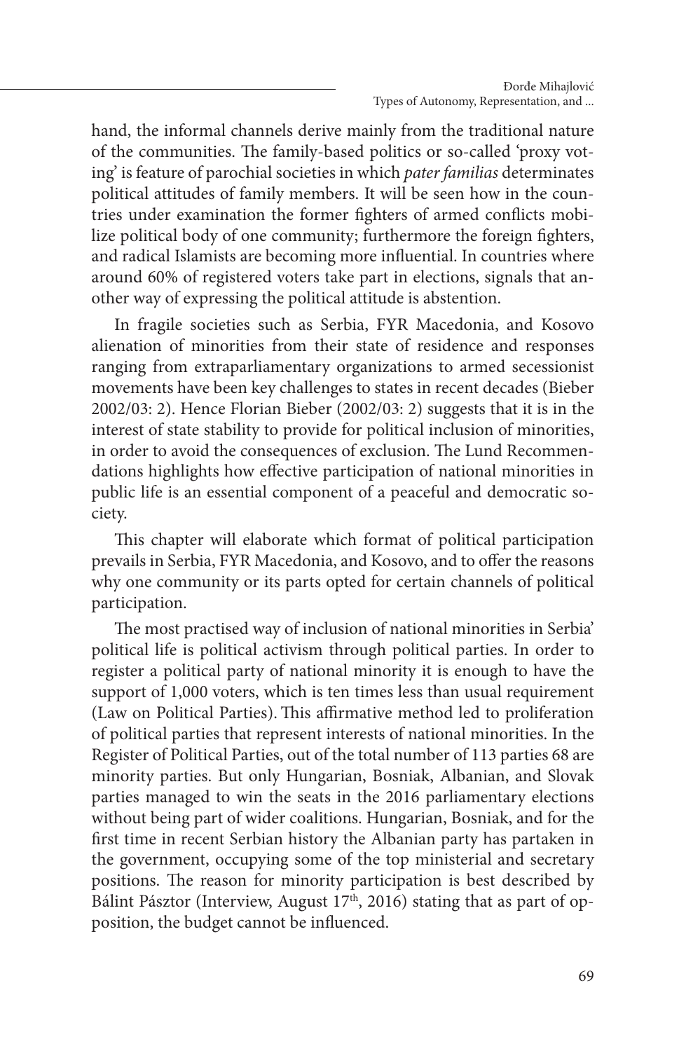hand, the informal channels derive mainly from the traditional nature of the communities. The family-based politics or so-called 'proxy voting' is feature of parochial societies in which *pater familias* determinates political attitudes of family members. It will be seen how in the countries under examination the former fighters of armed conflicts mobilize political body of one community; furthermore the foreign fighters, and radical Islamists are becoming more influential. In countries where around 60% of registered voters take part in elections, signals that another way of expressing the political attitude is abstention.

In fragile societies such as Serbia, FYR Macedonia, and Kosovo alienation of minorities from their state of residence and responses ranging from extraparliamentary organizations to armed secessionist movements have been key challenges to states in recent decades (Bieber 2002/03: 2). Hence Florian Bieber (2002/03: 2) suggests that it is in the interest of state stability to provide for political inclusion of minorities, in order to avoid the consequences of exclusion. The Lund Recommendations highlights how effective participation of national minorities in public life is an essential component of a peaceful and democratic society.

This chapter will elaborate which format of political participation prevails in Serbia, FYR Macedonia, and Kosovo, and to offer the reasons why one community or its parts opted for certain channels of political participation.

The most practised way of inclusion of national minorities in Serbia' political life is political activism through political parties. In order to register a political party of national minority it is enough to have the support of 1,000 voters, which is ten times less than usual requirement (Law on Political Parties). This affirmative method led to proliferation of political parties that represent interests of national minorities. In the Register of Political Parties, out of the total number of 113 parties 68 are minority parties. But only Hungarian, Bosniak, Albanian, and Slovak parties managed to win the seats in the 2016 parliamentary elections without being part of wider coalitions. Hungarian, Bosniak, and for the first time in recent Serbian history the Albanian party has partaken in the government, occupying some of the top ministerial and secretary positions. The reason for minority participation is best described by Bálint Pásztor (Interview, August 17th, 2016) stating that as part of opposition, the budget cannot be influenced.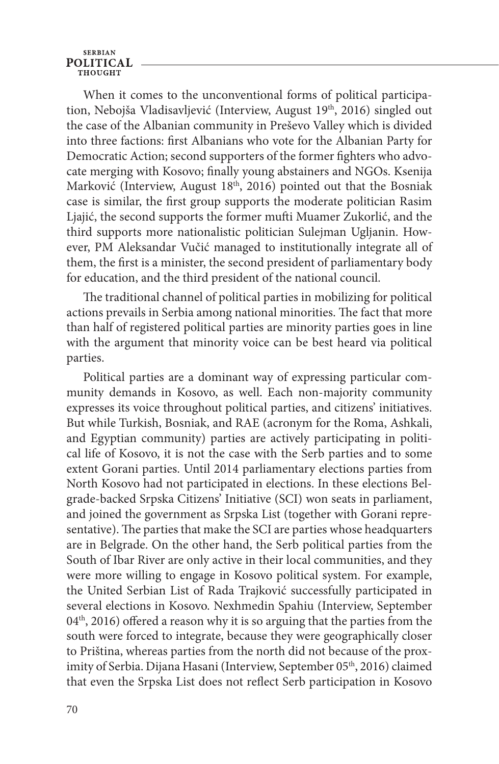When it comes to the unconventional forms of political participation, Nebojša Vladisavljević (Interview, August 19th, 2016) singled out the case of the Albanian community in Preševo Valley which is divided into three factions: first Albanians who vote for the Albanian Party for Democratic Action; second supporters of the former fighters who advocate merging with Kosovo; finally young abstainers and NGOs. Ksenija Marković (Interview, August 18th, 2016) pointed out that the Bosniak case is similar, the first group supports the moderate politician Rasim Ljajić, the second supports the former mufti Muamer Zukorlić, and the third supports more nationalistic politician Sulejman Ugljanin. However, PM Aleksandar Vučić managed to institutionally integrate all of them, the first is a minister, the second president of parliamentary body for education, and the third president of the national council.

The traditional channel of political parties in mobilizing for political actions prevails in Serbia among national minorities. The fact that more than half of registered political parties are minority parties goes in line with the argument that minority voice can be best heard via political parties.

Political parties are a dominant way of expressing particular community demands in Kosovo, as well. Each non-majority community expresses its voice throughout political parties, and citizens' initiatives. But while Turkish, Bosniak, and RAE (acronym for the Roma, Ashkali, and Egyptian community) parties are actively participating in political life of Kosovo, it is not the case with the Serb parties and to some extent Gorani parties. Until 2014 parliamentary elections parties from North Kosovo had not participated in elections. In these elections Belgrade-backed Srpska Citizens' Initiative (SCI) won seats in parliament, and joined the government as Srpska List (together with Gorani representative). The parties that make the SCI are parties whose headquarters are in Belgrade. On the other hand, the Serb political parties from the South of Ibar River are only active in their local communities, and they were more willing to engage in Kosovo political system. For example, the United Serbian List of Rada Trajković successfully participated in several elections in Kosovo. Nexhmedin Spahiu (Interview, September 04th, 2016) offered a reason why it is so arguing that the parties from the south were forced to integrate, because they were geographically closer to Priština, whereas parties from the north did not because of the proximity of Serbia. Dijana Hasani (Interview, September 05th, 2016) claimed that even the Srpska List does not reflect Serb participation in Kosovo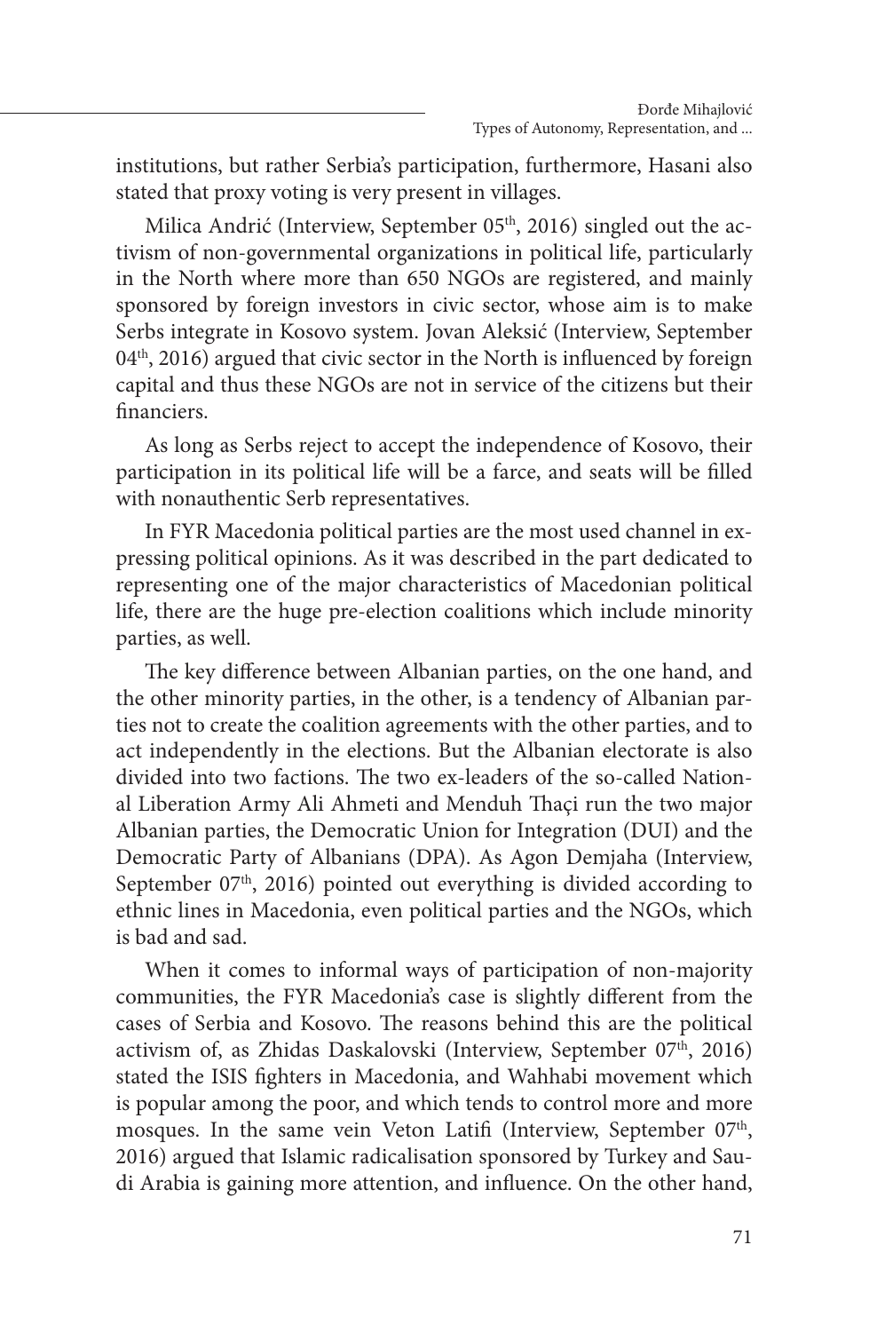institutions, but rather Serbia's participation, furthermore, Hasani also stated that proxy voting is very present in villages.

Milica Andrić (Interview, September 05th, 2016) singled out the activism of non-governmental organizations in political life, particularly in the North where more than 650 NGOs are registered, and mainly sponsored by foreign investors in civic sector, whose aim is to make Serbs integrate in Kosovo system. Jovan Aleksić (Interview, September 04th, 2016) argued that civic sector in the North is influenced by foreign capital and thus these NGOs are not in service of the citizens but their financiers.

As long as Serbs reject to accept the independence of Kosovo, their participation in its political life will be a farce, and seats will be filled with nonauthentic Serb representatives.

In FYR Macedonia political parties are the most used channel in expressing political opinions. As it was described in the part dedicated to representing one of the major characteristics of Macedonian political life, there are the huge pre-election coalitions which include minority parties, as well.

The key difference between Albanian parties, on the one hand, and the other minority parties, in the other, is a tendency of Albanian parties not to create the coalition agreements with the other parties, and to act independently in the elections. But the Albanian electorate is also divided into two factions. The two ex-leaders of the so-called National Liberation Army Ali Ahmeti and Menduh Thaçi run the two major Albanian parties, the Democratic Union for Integration (DUI) and the Democratic Party of Albanians (DPA). As Agon Demjaha (Interview, September 07th, 2016) pointed out everything is divided according to ethnic lines in Macedonia, even political parties and the NGOs, which is bad and sad.

When it comes to informal ways of participation of non-majority communities, the FYR Macedonia's case is slightly different from the cases of Serbia and Kosovo. The reasons behind this are the political activism of, as Zhidas Daskalovski (Interview, September 07th, 2016) stated the ISIS fighters in Macedonia, and Wahhabi movement which is popular among the poor, and which tends to control more and more mosques. In the same vein Veton Latifi (Interview, September 07th, 2016) argued that Islamic radicalisation sponsored by Turkey and Saudi Arabia is gaining more attention, and influence. On the other hand,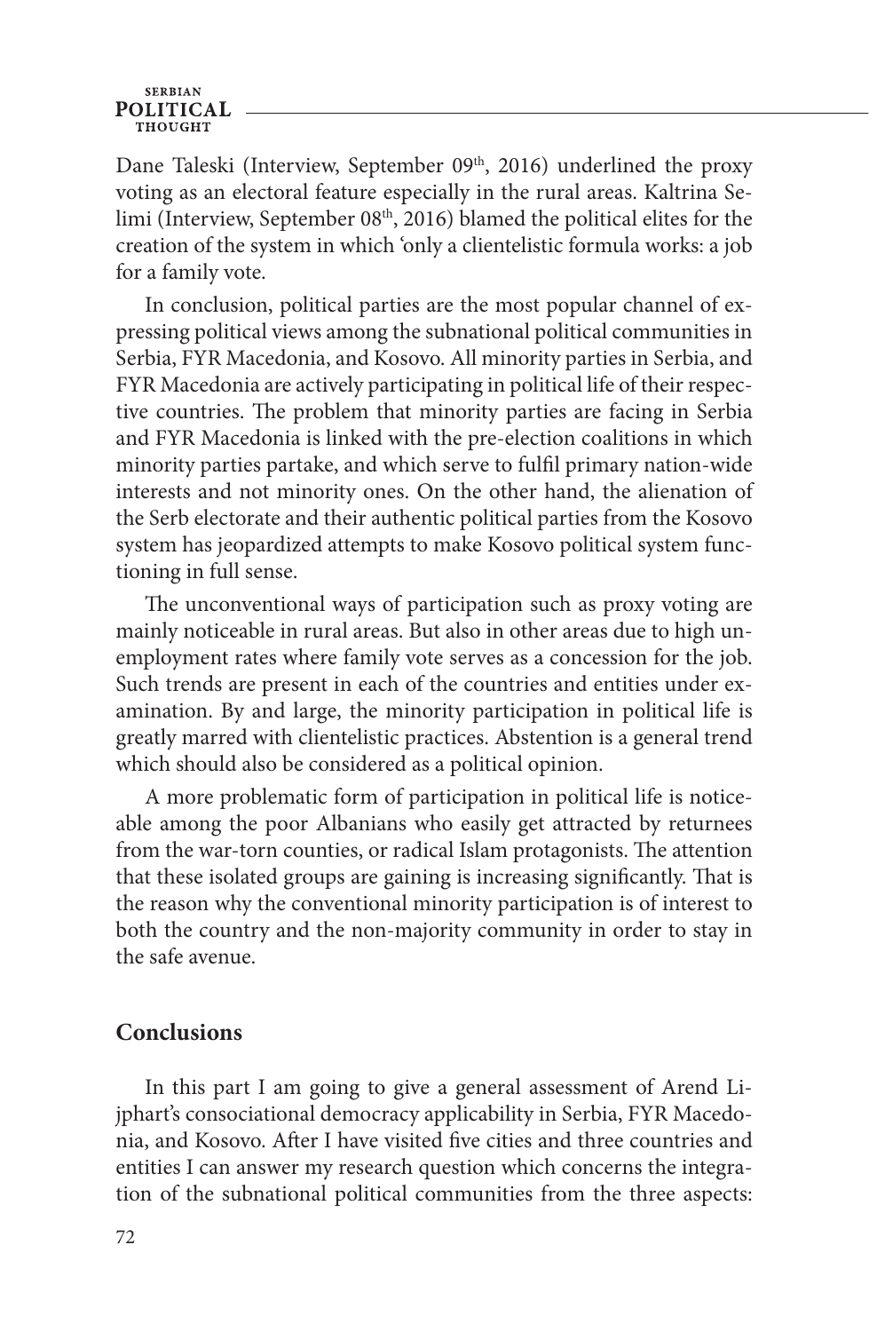Dane Taleski (Interview, September 09th, 2016) underlined the proxy voting as an electoral feature especially in the rural areas. Kaltrina Selimi (Interview, September 08th, 2016) blamed the political elites for the creation of the system in which 'only a clientelistic formula works: a job for a family vote.

In conclusion, political parties are the most popular channel of expressing political views among the subnational political communities in Serbia, FYR Macedonia, and Kosovo. All minority parties in Serbia, and FYR Macedonia are actively participating in political life of their respective countries. The problem that minority parties are facing in Serbia and FYR Macedonia is linked with the pre-election coalitions in which minority parties partake, and which serve to fulfil primary nation-wide interests and not minority ones. On the other hand, the alienation of the Serb electorate and their authentic political parties from the Kosovo system has jeopardized attempts to make Kosovo political system functioning in full sense.

The unconventional ways of participation such as proxy voting are mainly noticeable in rural areas. But also in other areas due to high unemployment rates where family vote serves as a concession for the job. Such trends are present in each of the countries and entities under examination. By and large, the minority participation in political life is greatly marred with clientelistic practices. Abstention is a general trend which should also be considered as a political opinion.

A more problematic form of participation in political life is noticeable among the poor Albanians who easily get attracted by returnees from the war-torn counties, or radical Islam protagonists. The attention that these isolated groups are gaining is increasing significantly. That is the reason why the conventional minority participation is of interest to both the country and the non-majority community in order to stay in the safe avenue.

## Conclusions

In this part I am going to give a general assessment of Arend Lijphart's consociational democracy applicability in Serbia, FYR Macedonia, and Kosovo. After I have visited five cities and three countries and entities I can answer my research question which concerns the integration of the subnational political communities from the three aspects: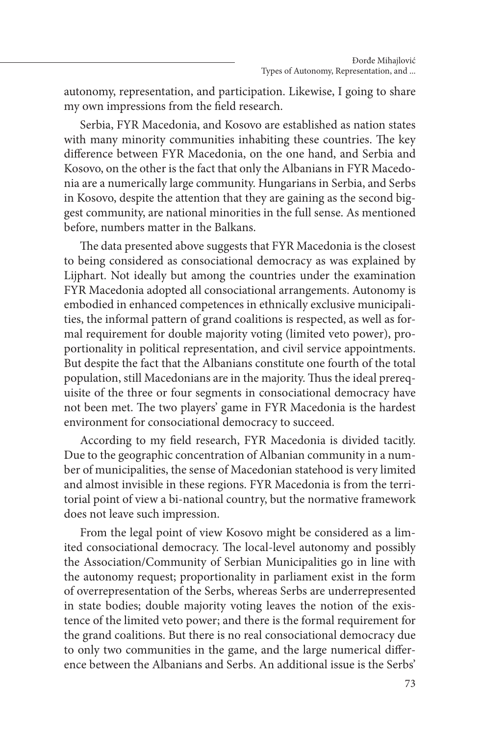autonomy, representation, and participation. Likewise, I going to share my own impressions from the field research.

Serbia, FYR Macedonia, and Kosovo are established as nation states with many minority communities inhabiting these countries. The key difference between FYR Macedonia, on the one hand, and Serbia and Kosovo, on the other is the fact that only the Albanians in FYR Macedonia are a numerically large community. Hungarians in Serbia, and Serbs in Kosovo, despite the attention that they are gaining as the second biggest community, are national minorities in the full sense. As mentioned before, numbers matter in the Balkans.

The data presented above suggests that FYR Macedonia is the closest to being considered as consociational democracy as was explained by Lijphart. Not ideally but among the countries under the examination FYR Macedonia adopted all consociational arrangements. Autonomy is embodied in enhanced competences in ethnically exclusive municipalities, the informal pattern of grand coalitions is respected, as well as formal requirement for double majority voting (limited veto power), proportionality in political representation, and civil service appointments. But despite the fact that the Albanians constitute one fourth of the total population, still Macedonians are in the majority. Thus the ideal prerequisite of the three or four segments in consociational democracy have not been met. The two players' game in FYR Macedonia is the hardest environment for consociational democracy to succeed.

According to my field research, FYR Macedonia is divided tacitly. Due to the geographic concentration of Albanian community in a number of municipalities, the sense of Macedonian statehood is very limited and almost invisible in these regions. FYR Macedonia is from the territorial point of view a bi-national country, but the normative framework does not leave such impression.

From the legal point of view Kosovo might be considered as a limited consociational democracy. The local-level autonomy and possibly the Association/Community of Serbian Municipalities go in line with the autonomy request; proportionality in parliament exist in the form of overrepresentation of the Serbs, whereas Serbs are underrepresented in state bodies; double majority voting leaves the notion of the existence of the limited veto power; and there is the formal requirement for the grand coalitions. But there is no real consociational democracy due to only two communities in the game, and the large numerical difference between the Albanians and Serbs. An additional issue is the Serbs'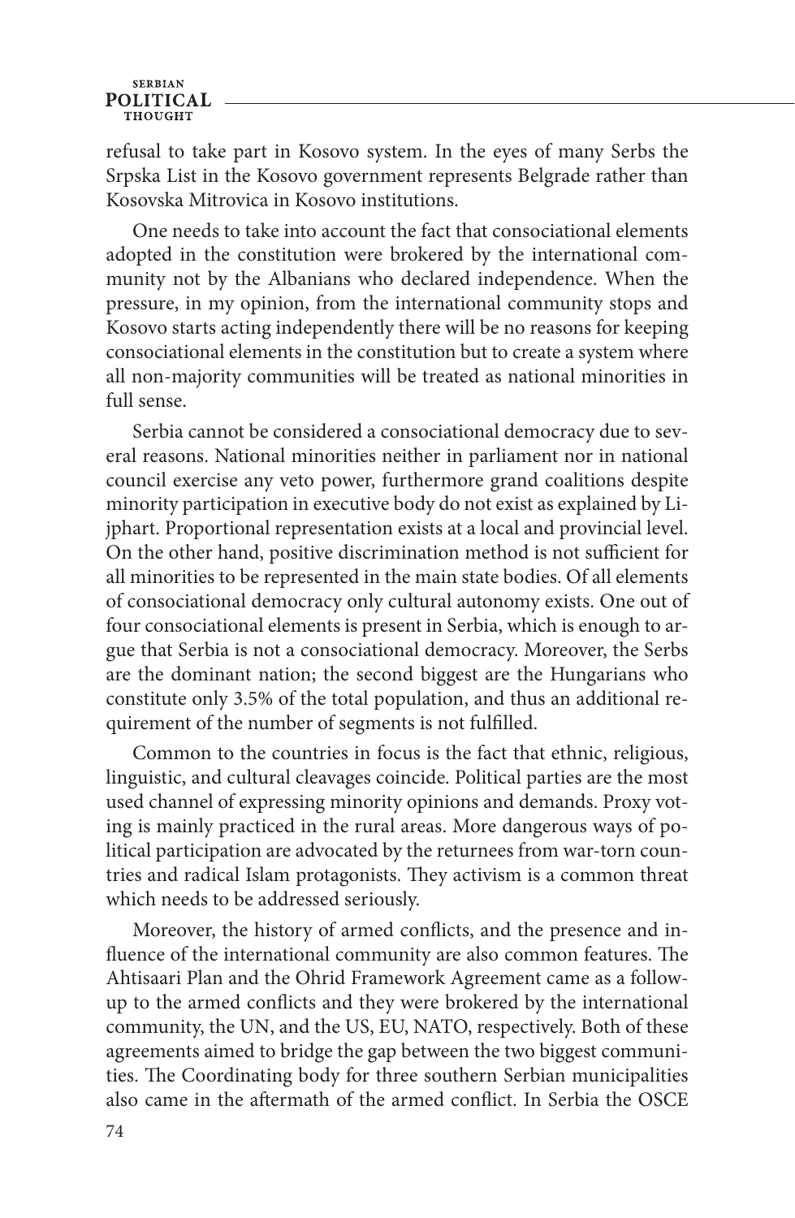refusal to take part in Kosovo system. In the eyes of many Serbs the Srpska List in the Kosovo government represents Belgrade rather than Kosovska Mitrovica in Kosovo institutions.

One needs to take into account the fact that consociational elements adopted in the constitution were brokered by the international community not by the Albanians who declared independence. When the pressure, in my opinion, from the international community stops and Kosovo starts acting independently there will be no reasons for keeping consociational elements in the constitution but to create a system where all non-majority communities will be treated as national minorities in full sense.

Serbia cannot be considered a consociational democracy due to several reasons. National minorities neither in parliament nor in national council exercise any veto power, furthermore grand coalitions despite minority participation in executive body do not exist as explained by Lijphart. Proportional representation exists at a local and provincial level. On the other hand, positive discrimination method is not sufficient for all minorities to be represented in the main state bodies. Of all elements of consociational democracy only cultural autonomy exists. One out of four consociational elements is present in Serbia, which is enough to argue that Serbia is not a consociational democracy. Moreover, the Serbs are the dominant nation; the second biggest are the Hungarians who constitute only 3.5% of the total population, and thus an additional requirement of the number of segments is not fulfilled.

Common to the countries in focus is the fact that ethnic, religious, linguistic, and cultural cleavages coincide. Political parties are the most used channel of expressing minority opinions and demands. Proxy voting is mainly practiced in the rural areas. More dangerous ways of political participation are advocated by the returnees from war-torn countries and radical Islam protagonists. They activism is a common threat which needs to be addressed seriously.

Moreover, the history of armed conflicts, and the presence and influence of the international community are also common features. The Ahtisaari Plan and the Ohrid Framework Agreement came as a follow-up to the armed conflicts and they were brokered by the international community, the UN, and the US, EU, NATO, respectively. Both of these agreements aimed to bridge the gap between the two biggest communities. The Coordinating body for three southern Serbian municipalities also came in the aftermath of the armed conflict. In Serbia the OSCE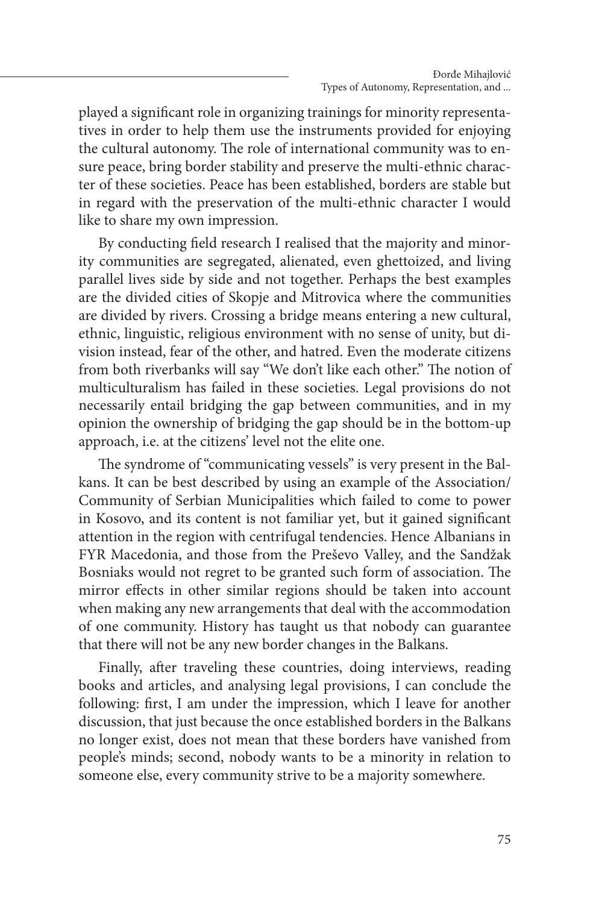played a significant role in organizing trainings for minority representatives in order to help them use the instruments provided for enjoying the cultural autonomy. The role of international community was to ensure peace, bring border stability and preserve the multi-ethnic character of these societies. Peace has been established, borders are stable but in regard with the preservation of the multi-ethnic character I would like to share my own impression.

By conducting field research I realised that the majority and minority communities are segregated, alienated, even ghettoized, and living parallel lives side by side and not together. Perhaps the best examples are the divided cities of Skopje and Mitrovica where the communities are divided by rivers. Crossing a bridge means entering a new cultural, ethnic, linguistic, religious environment with no sense of unity, but division instead, fear of the other, and hatred. Even the moderate citizens from both riverbanks will say "We don't like each other." The notion of multiculturalism has failed in these societies. Legal provisions do not necessarily entail bridging the gap between communities, and in my opinion the ownership of bridging the gap should be in the bottom-up approach, i.e. at the citizens' level not the elite one.

The syndrome of "communicating vessels" is very present in the Balkans. It can be best described by using an example of the Association/ Community of Serbian Municipalities which failed to come to power in Kosovo, and its content is not familiar yet, but it gained significant attention in the region with centrifugal tendencies. Hence Albanians in FYR Macedonia, and those from the Preševo Valley, and the Sandžak Bosniaks would not regret to be granted such form of association. The mirror effects in other similar regions should be taken into account when making any new arrangements that deal with the accommodation of one community. History has taught us that nobody can guarantee that there will not be any new border changes in the Balkans.

Finally, after traveling these countries, doing interviews, reading books and articles, and analysing legal provisions, I can conclude the following: first, I am under the impression, which I leave for another discussion, that just because the once established borders in the Balkans no longer exist, does not mean that these borders have vanished from people's minds; second, nobody wants to be a minority in relation to someone else, every community strive to be a majority somewhere.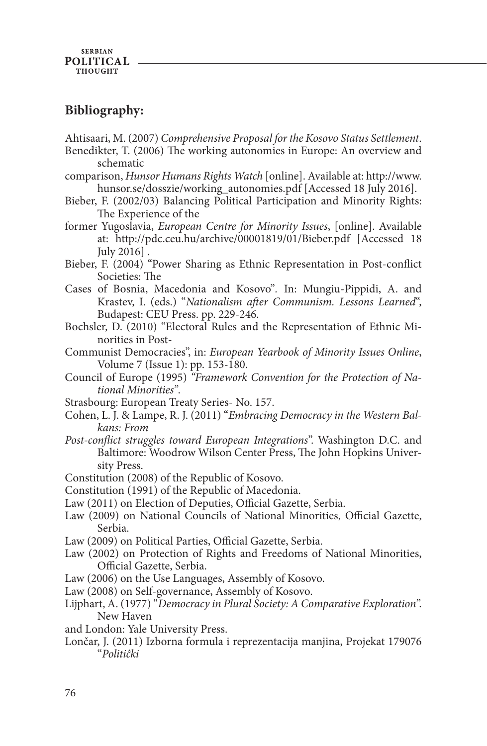## Bibliography:

Ahtisaari, M. (2007) *Comprehensive Proposal for the Kosovo Status Settlement*.

Benedikter, T. (2006) The working autonomies in Europe: An overview and schematic

comparison, *Hunsor Humans Rights Watch* [online]. Available at: http://www.hunsor.se/dosszie/working_autonomies.pdf [Accessed 18 July 2016].

Bieber, F. (2002/03) Balancing Political Participation and Minority Rights: The Experience of the

former Yugoslavia, *European Centre for Minority Issues*, [online]. Available at: http://pdc.ceu.hu/archive/00001819/01/Bieber.pdf [Accessed 18 July 2016] .

Bieber, F. (2004) "Power Sharing as Ethnic Representation in Post-conflict Societies: The

Cases of Bosnia, Macedonia and Kosovo". In: Mungiu-Pippidi, A. and Krastev, I. (eds.) "*Nationalism after Communism. Lessons Learned*", Budapest: CEU Press. pp. 229-246.

Bochsler, D. (2010) "Electoral Rules and the Representation of Ethnic Minorities in Post-

Communist Democracies", in: *European Yearbook of Minority Issues Online*, Volume 7 (Issue 1): pp. 153-180.

Council of Europe (1995) *"Framework Convention for the Protection of National Minorities"*.

Strasbourg: European Treaty Series- No. 157.

Cohen, L. J. & Lampe, R. J. (2011) "*Embracing Democracy in the Western Balkans: From*

*Post-conflict struggles toward European Integrations*". Washington D.C. and Baltimore: Woodrow Wilson Center Press, The John Hopkins University Press.

Constitution (2008) of the Republic of Kosovo.

Constitution (1991) of the Republic of Macedonia.

Law (2011) on Election of Deputies, Official Gazette, Serbia.

Law (2009) on National Councils of National Minorities, Official Gazette, Serbia.

Law (2009) on Political Parties, Official Gazette, Serbia.

Law (2002) on Protection of Rights and Freedoms of National Minorities, Official Gazette, Serbia.

Law (2006) on the Use Languages, Assembly of Kosovo.

Law (2008) on Self-governance, Assembly of Kosovo.

Lijphart, A. (1977) "*Democracy in Plural Society: A Comparative Exploration*". New Haven

and London: Yale University Press.

Lončar, J. (2011) Izborna formula i reprezentacija manjina, Projekat 179076 "*Politiĉki*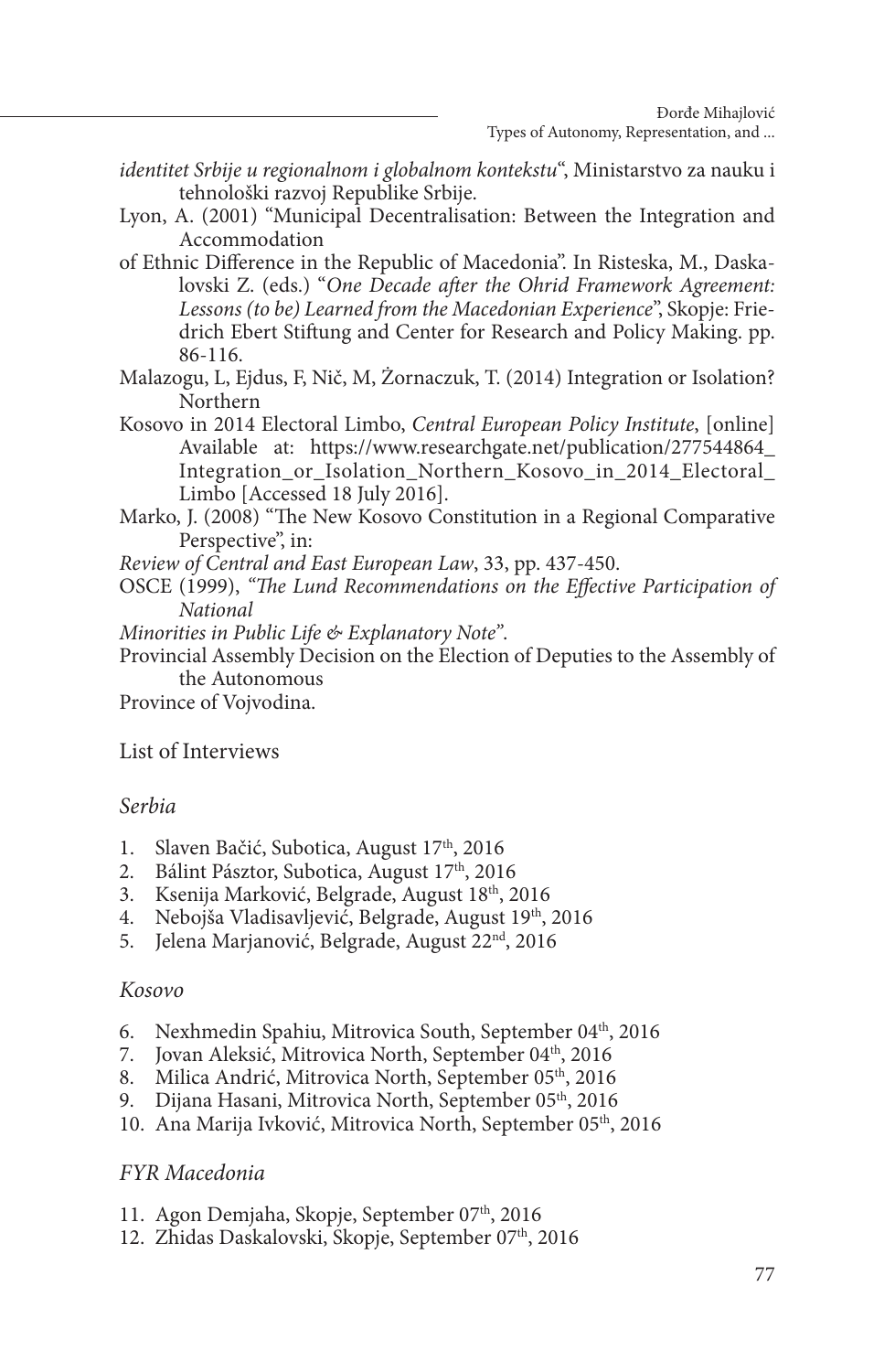*identitet Srbije u regionalnom i globalnom kontekstu*", Ministarstvo za nauku i tehnološki razvoj Republike Srbije.

Lyon, A. (2001) "Municipal Decentralisation: Between the Integration and Accommodation

of Ethnic Difference in the Republic of Macedonia". In Risteska, M., Daskalovski Z. (eds.) "*One Decade after the Ohrid Framework Agreement: Lessons (to be) Learned from the Macedonian Experience*", Skopje: Friedrich Ebert Stiftung and Center for Research and Policy Making. pp. 86-116.

Malazogu, L, Ejdus, F, Nič, M, Żornaczuk, T. (2014) Integration or Isolation? Northern

Kosovo in 2014 Electoral Limbo, *Central European Policy Institute*, [online] Available at: https://www.researchgate.net/publication/277544864_Integration_or_Isolation_Northern_Kosovo_in_2014_Electoral_Limbo [Accessed 18 July 2016].

Marko, J. (2008) "The New Kosovo Constitution in a Regional Comparative Perspective", in:

*Review of Central and East European Law*, 33, pp. 437-450.

OSCE (1999), *"The Lund Recommendations on the Effective Participation of National*

*Minorities in Public Life & Explanatory Note"*.

Provincial Assembly Decision on the Election of Deputies to the Assembly of the Autonomous

Province of Vojvodina.

## List of Interviews

### *Serbia*

1. Slaven Bačić, Subotica, August 17th, 2016
2. Bálint Pásztor, Subotica, August 17th, 2016
3. Ksenija Marković, Belgrade, August 18th, 2016
4. Nebojša Vladisavljević, Belgrade, August 19th, 2016
5. Jelena Marjanović, Belgrade, August 22nd, 2016

### *Kosovo*

6. Nexhmedin Spahiu, Mitrovica South, September 04th, 2016
7. Jovan Aleksić, Mitrovica North, September 04th, 2016
8. Milica Andrić, Mitrovica North, September 05th, 2016
9. Dijana Hasani, Mitrovica North, September 05th, 2016
10. Ana Marija Ivković, Mitrovica North, September 05th, 2016

### *FYR Macedonia*

11. Agon Demjaha, Skopje, September 07th, 2016
12. Zhidas Daskalovski, Skopje, September 07th, 2016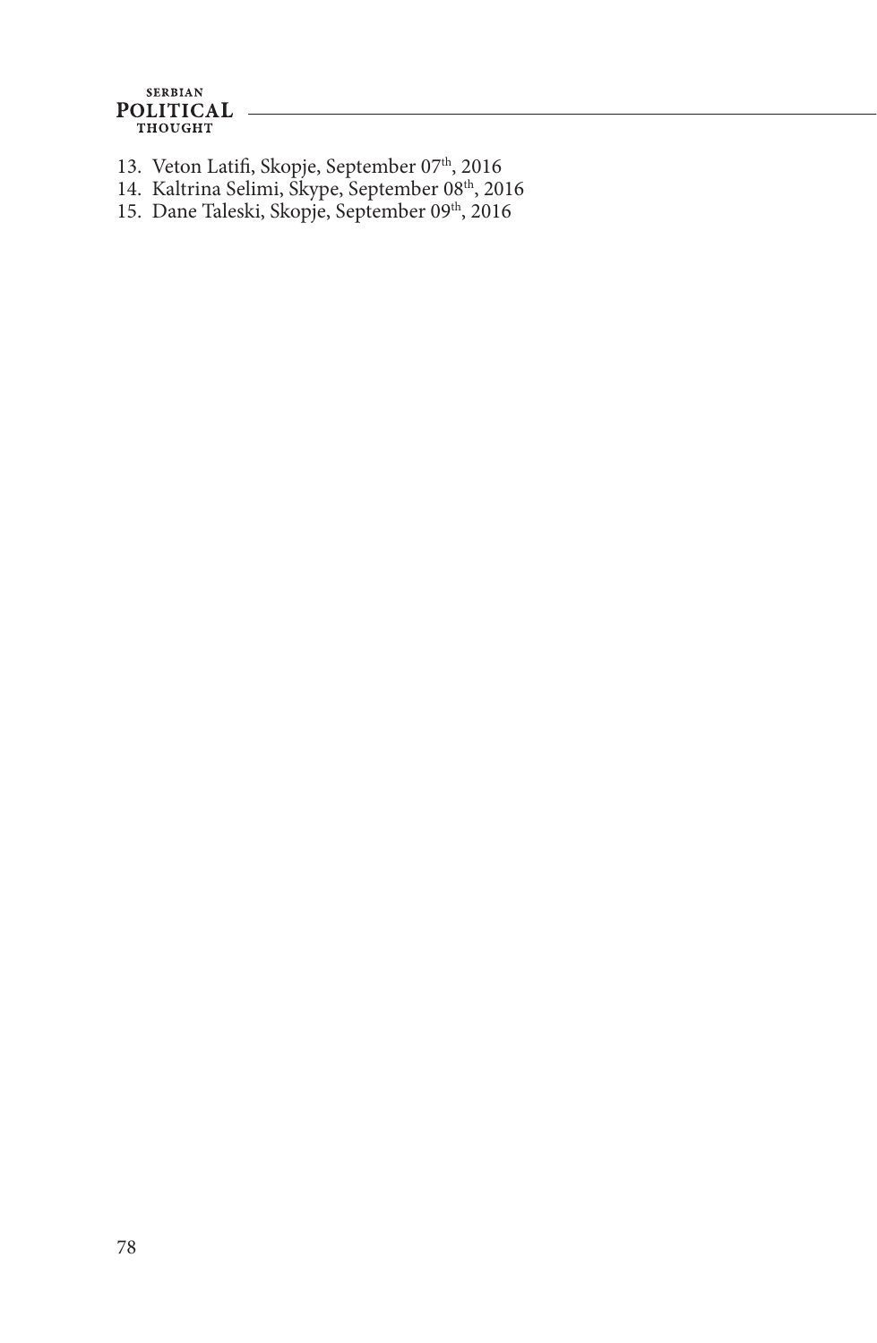13. Veton Latifi, Skopje, September 07th, 2016
14. Kaltrina Selimi, Skype, September 08th, 2016
15. Dane Taleski, Skopje, September 09th, 2016